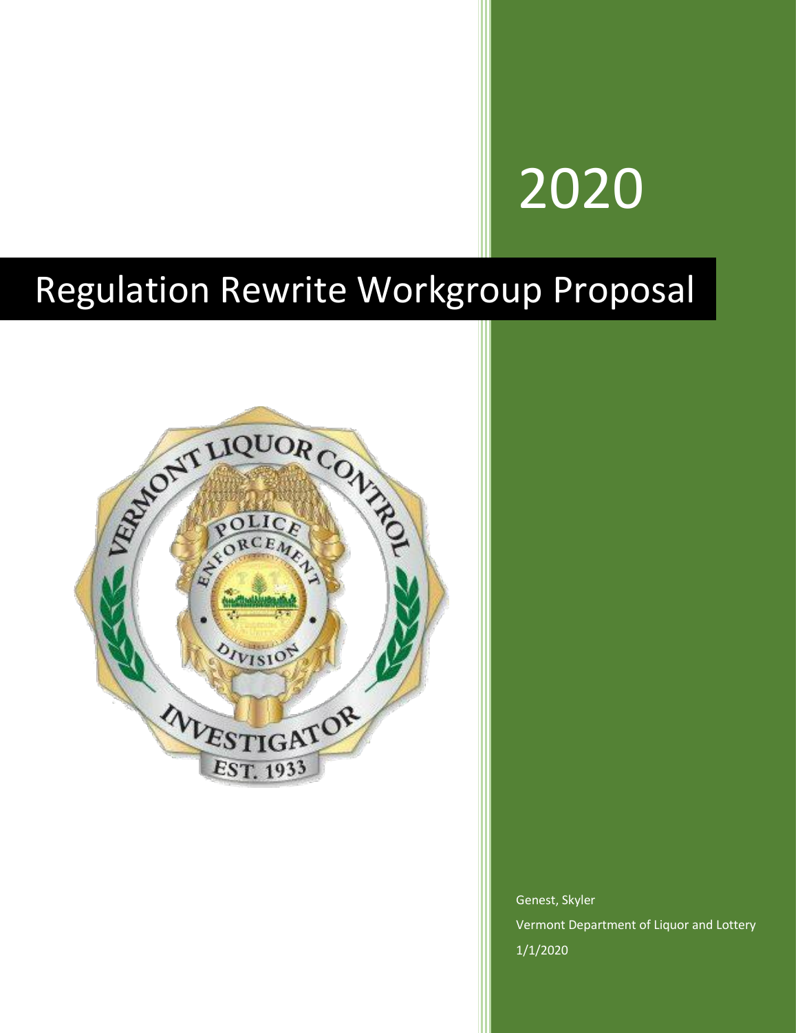# 2020

# Regulation Rewrite Workgroup Proposal

Genest, Skyler

Vermont Department of Liquor and Lottery

1/1/2020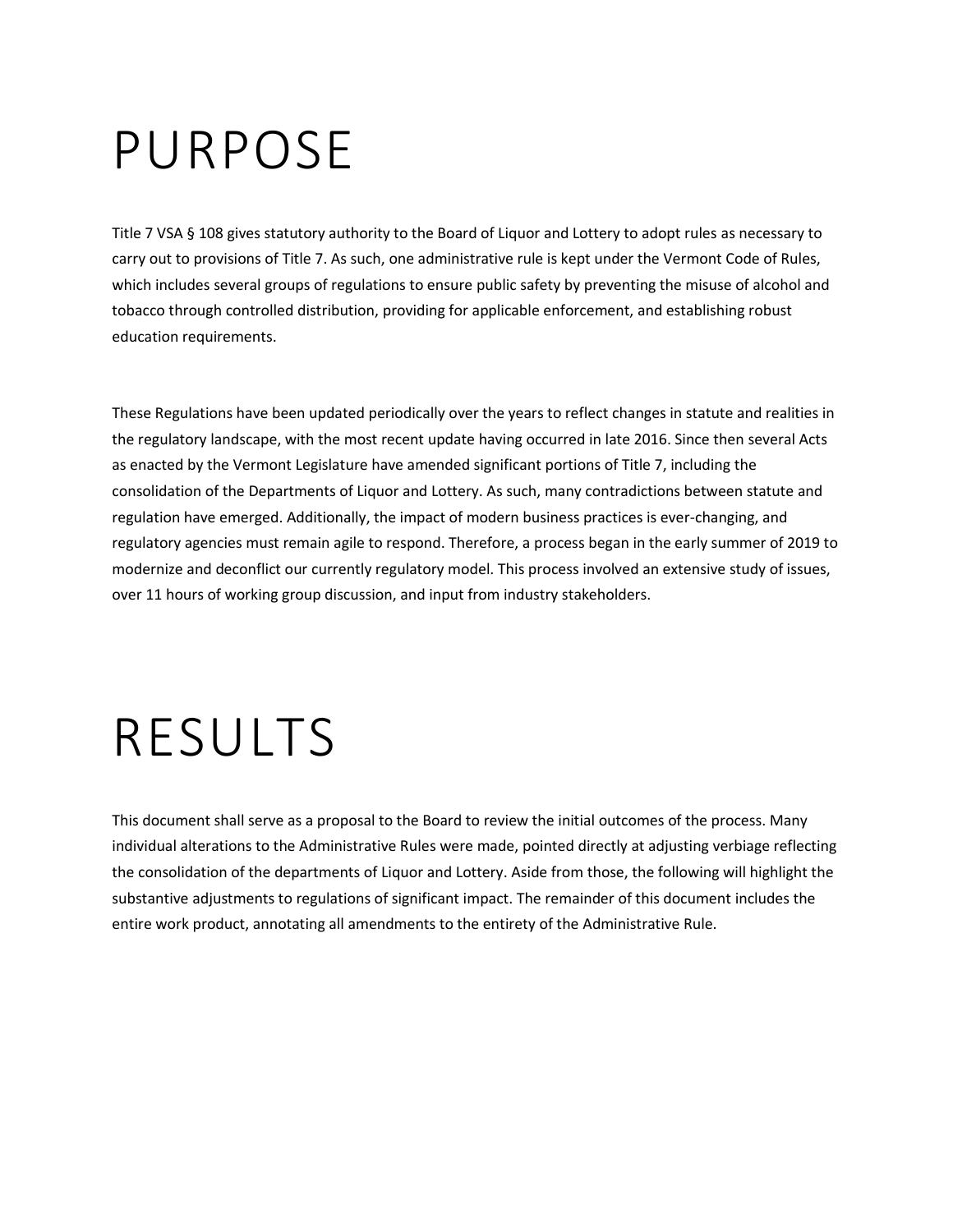# PURPOSE

Title 7 VSA § 108 gives statutory authority to the Board of Liquor and Lottery to adopt rules as necessary to carry out to provisions of Title 7. As such, one administrative rule is kept under the Vermont Code of Rules, which includes several groups of regulations to ensure public safety by preventing the misuse of alcohol and tobacco through controlled distribution, providing for applicable enforcement, and establishing robust education requirements.

These Regulations have been updated periodically over the years to reflect changes in statute and realities in the regulatory landscape, with the most recent update having occurred in late 2016. Since then several Acts as enacted by the Vermont Legislature have amended significant portions of Title 7, including the consolidation of the Departments of Liquor and Lottery. As such, many contradictions between statute and regulation have emerged. Additionally, the impact of modern business practices is ever-changing, and regulatory agencies must remain agile to respond. Therefore, a process began in the early summer of 2019 to modernize and deconflict our currently regulatory model. This process involved an extensive study of issues, over 11 hours of working group discussion, and input from industry stakeholders.

# RESULTS

This document shall serve as a proposal to the Board to review the initial outcomes of the process. Many individual alterations to the Administrative Rules were made, pointed directly at adjusting verbiage reflecting the consolidation of the departments of Liquor and Lottery. Aside from those, the following will highlight the substantive adjustments to regulations of significant impact. The remainder of this document includes the entire work product, annotating all amendments to the entirety of the Administrative Rule.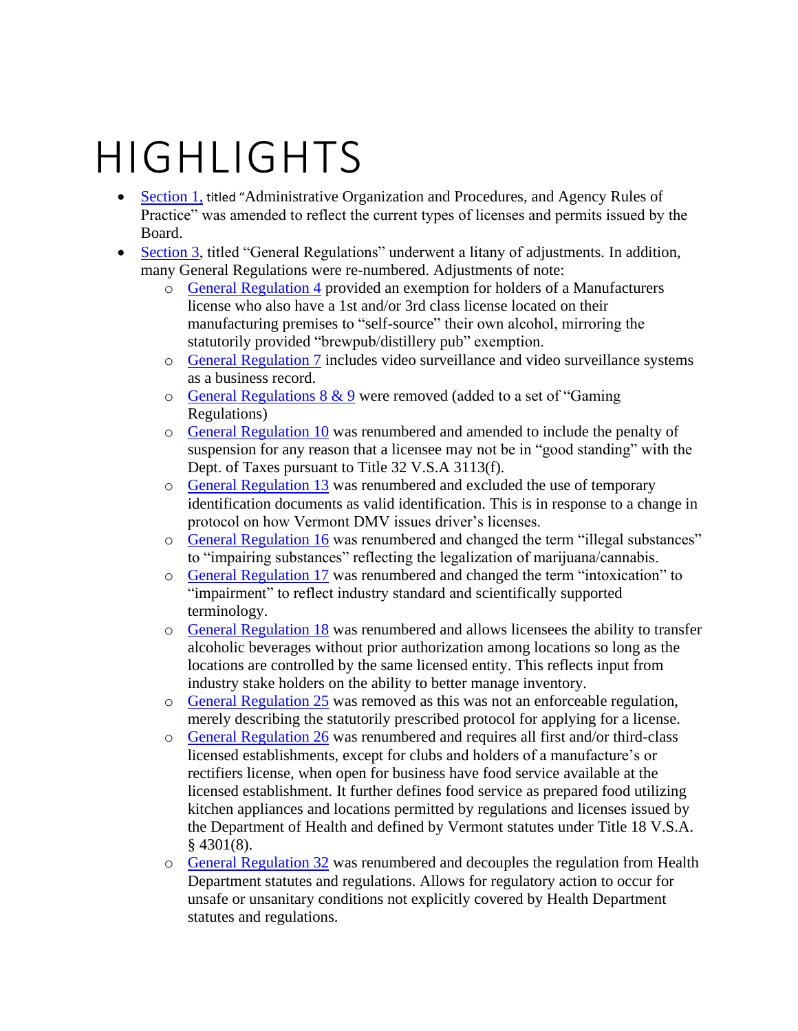# HIGHLIGHTS

- Section 1, titled "Administrative Organization and Procedures, and Agency Rules of Practice" was amended to reflect the current types of licenses and permits issued by the Board.
- Section 3, titled "General Regulations" underwent a litany of adjustments. In addition, many General Regulations were re-numbered. Adjustments of note:
  - General Regulation 4 provided an exemption for holders of a Manufacturers license who also have a 1st and/or 3rd class license located on their manufacturing premises to "self-source" their own alcohol, mirroring the statutorily provided "brewpub/distillery pub" exemption.
  - General Regulation 7 includes video surveillance and video surveillance systems as a business record.
  - General Regulations 8 & 9 were removed (added to a set of "Gaming Regulations)
  - General Regulation 10 was renumbered and amended to include the penalty of suspension for any reason that a licensee may not be in "good standing" with the Dept. of Taxes pursuant to Title 32 V.S.A 3113(f).
  - General Regulation 13 was renumbered and excluded the use of temporary identification documents as valid identification. This is in response to a change in protocol on how Vermont DMV issues driver's licenses.
  - General Regulation 16 was renumbered and changed the term "illegal substances" to "impairing substances" reflecting the legalization of marijuana/cannabis.
  - General Regulation 17 was renumbered and changed the term "intoxication" to "impairment" to reflect industry standard and scientifically supported terminology.
  - General Regulation 18 was renumbered and allows licensees the ability to transfer alcoholic beverages without prior authorization among locations so long as the locations are controlled by the same licensed entity. This reflects input from industry stake holders on the ability to better manage inventory.
  - General Regulation 25 was removed as this was not an enforceable regulation, merely describing the statutorily prescribed protocol for applying for a license.
  - General Regulation 26 was renumbered and requires all first and/or third-class licensed establishments, except for clubs and holders of a manufacture's or rectifiers license, when open for business have food service available at the licensed establishment. It further defines food service as prepared food utilizing kitchen appliances and locations permitted by regulations and licenses issued by the Department of Health and defined by Vermont statutes under Title 18 V.S.A. § 4301(8).
  - General Regulation 32 was renumbered and decouples the regulation from Health Department statutes and regulations. Allows for regulatory action to occur for unsafe or unsanitary conditions not explicitly covered by Health Department statutes and regulations.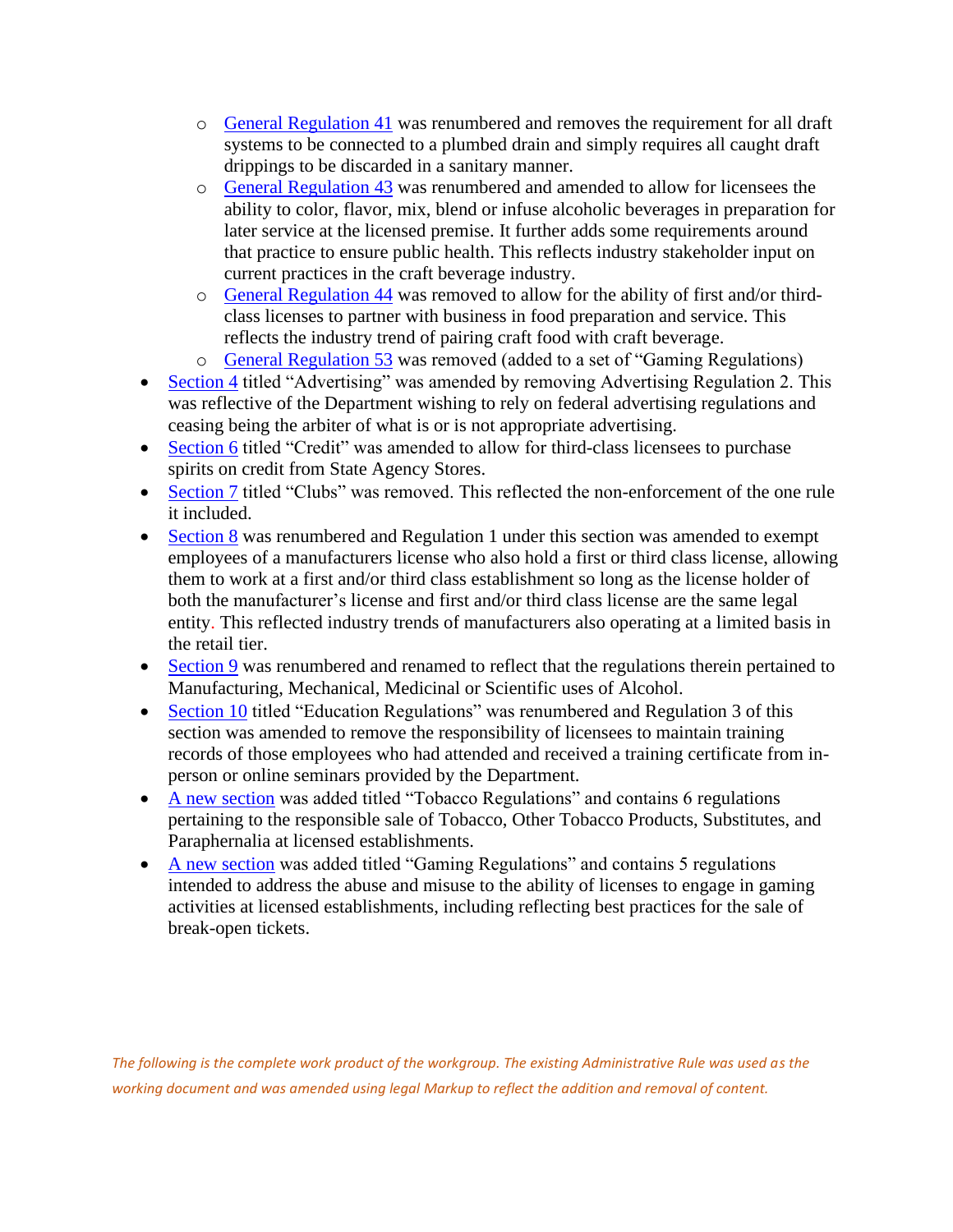- General Regulation 41 was renumbered and removes the requirement for all draft systems to be connected to a plumbed drain and simply requires all caught draft drippings to be discarded in a sanitary manner.
  - General Regulation 43 was renumbered and amended to allow for licensees the ability to color, flavor, mix, blend or infuse alcoholic beverages in preparation for later service at the licensed premise. It further adds some requirements around that practice to ensure public health. This reflects industry stakeholder input on current practices in the craft beverage industry.
  - General Regulation 44 was removed to allow for the ability of first and/or third-class licenses to partner with business in food preparation and service. This reflects the industry trend of pairing craft food with craft beverage.
  - General Regulation 53 was removed (added to a set of "Gaming Regulations)
- Section 4 titled "Advertising" was amended by removing Advertising Regulation 2. This was reflective of the Department wishing to rely on federal advertising regulations and ceasing being the arbiter of what is or is not appropriate advertising.
- Section 6 titled "Credit" was amended to allow for third-class licensees to purchase spirits on credit from State Agency Stores.
- Section 7 titled "Clubs" was removed. This reflected the non-enforcement of the one rule it included.
- Section 8 was renumbered and Regulation 1 under this section was amended to exempt employees of a manufacturers license who also hold a first or third class license, allowing them to work at a first and/or third class establishment so long as the license holder of both the manufacturer's license and first and/or third class license are the same legal entity. This reflected industry trends of manufacturers also operating at a limited basis in the retail tier.
- Section 9 was renumbered and renamed to reflect that the regulations therein pertained to Manufacturing, Mechanical, Medicinal or Scientific uses of Alcohol.
- Section 10 titled "Education Regulations" was renumbered and Regulation 3 of this section was amended to remove the responsibility of licensees to maintain training records of those employees who had attended and received a training certificate from in-person or online seminars provided by the Department.
- A new section was added titled "Tobacco Regulations" and contains 6 regulations pertaining to the responsible sale of Tobacco, Other Tobacco Products, Substitutes, and Paraphernalia at licensed establishments.
- A new section was added titled "Gaming Regulations" and contains 5 regulations intended to address the abuse and misuse to the ability of licenses to engage in gaming activities at licensed establishments, including reflecting best practices for the sale of break-open tickets.

*The following is the complete work product of the workgroup. The existing Administrative Rule was used as the working document and was amended using legal Markup to reflect the addition and removal of content.*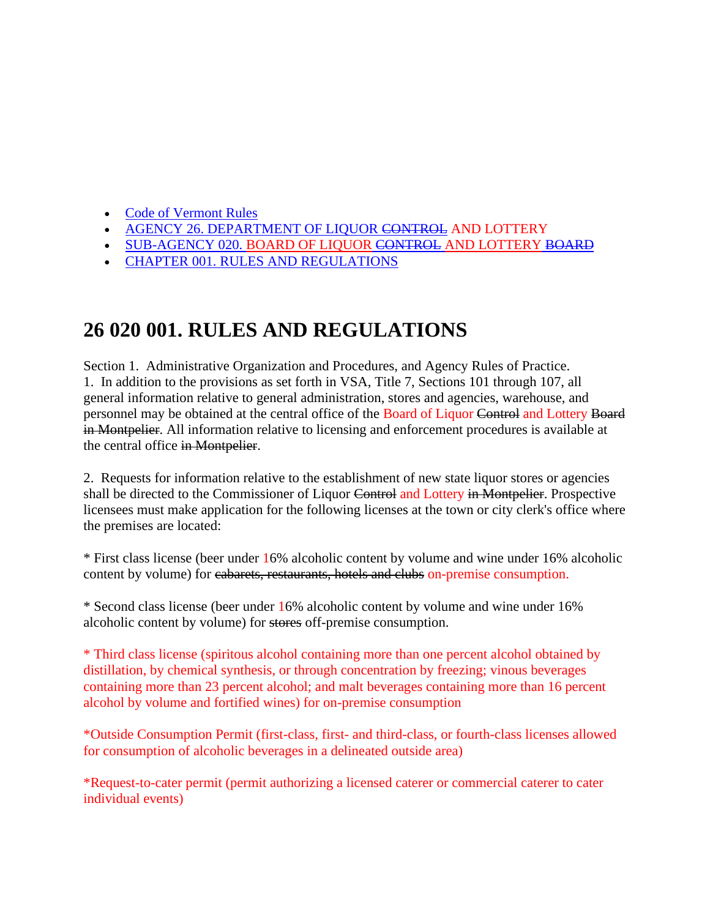- Code of Vermont Rules
- AGENCY 26. DEPARTMENT OF LIQUOR ~~CONTROL~~ AND LOTTERY
- SUB-AGENCY 020. BOARD OF LIQUOR ~~CONTROL~~ AND LOTTERY ~~BOARD~~
- CHAPTER 001. RULES AND REGULATIONS

# 26 020 001. RULES AND REGULATIONS

Section 1. Administrative Organization and Procedures, and Agency Rules of Practice.
1. In addition to the provisions as set forth in VSA, Title 7, Sections 101 through 107, all general information relative to general administration, stores and agencies, warehouse, and personnel may be obtained at the central office of the Board of Liquor ~~Control~~ and Lottery ~~Board in Montpelier~~. All information relative to licensing and enforcement procedures is available at the central office ~~in Montpelier~~.

2. Requests for information relative to the establishment of new state liquor stores or agencies shall be directed to the Commissioner of Liquor ~~Control~~ and Lottery ~~in Montpelier~~. Prospective licensees must make application for the following licenses at the town or city clerk's office where the premises are located:

* First class license (beer under 16% alcoholic content by volume and wine under 16% alcoholic content by volume) for ~~cabarets, restaurants, hotels and clubs~~ on-premise consumption.

* Second class license (beer under 16% alcoholic content by volume and wine under 16% alcoholic content by volume) for ~~stores~~ off-premise consumption.

* Third class license (spiritous alcohol containing more than one percent alcohol obtained by distillation, by chemical synthesis, or through concentration by freezing; vinous beverages containing more than 23 percent alcohol; and malt beverages containing more than 16 percent alcohol by volume and fortified wines) for on-premise consumption

*Outside Consumption Permit (first-class, first- and third-class, or fourth-class licenses allowed for consumption of alcoholic beverages in a delineated outside area)

*Request-to-cater permit (permit authorizing a licensed caterer or commercial caterer to cater individual events)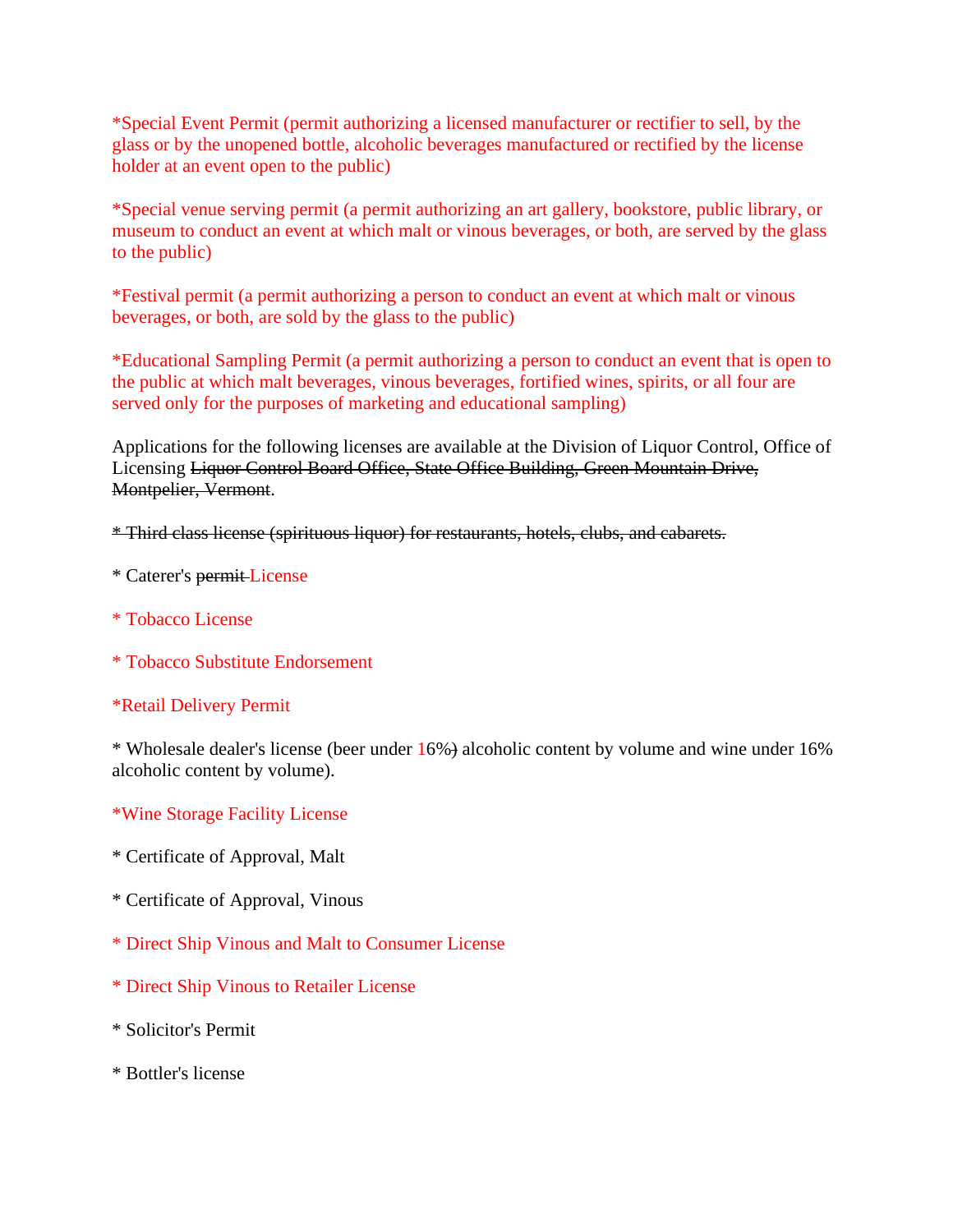*Special Event Permit (permit authorizing a licensed manufacturer or rectifier to sell, by the glass or by the unopened bottle, alcoholic beverages manufactured or rectified by the license holder at an event open to the public)

*Special venue serving permit (a permit authorizing an art gallery, bookstore, public library, or museum to conduct an event at which malt or vinous beverages, or both, are served by the glass to the public)

*Festival permit (a permit authorizing a person to conduct an event at which malt or vinous beverages, or both, are sold by the glass to the public)

*Educational Sampling Permit (a permit authorizing a person to conduct an event that is open to the public at which malt beverages, vinous beverages, fortified wines, spirits, or all four are served only for the purposes of marketing and educational sampling)

Applications for the following licenses are available at the Division of Liquor Control, Office of Licensing ~~Liquor Control Board Office, State Office Building, Green Mountain Drive, Montpelier, Vermont~~.

~~* Third class license (spirituous liquor) for restaurants, hotels, clubs, and cabarets.~~

* Caterer's ~~permit~~ License

* Tobacco License

* Tobacco Substitute Endorsement

*Retail Delivery Permit

* Wholesale dealer's license (beer under 16%~~)~~ alcoholic content by volume and wine under 16% alcoholic content by volume).

*Wine Storage Facility License

* Certificate of Approval, Malt

* Certificate of Approval, Vinous

* Direct Ship Vinous and Malt to Consumer License

* Direct Ship Vinous to Retailer License

* Solicitor's Permit

* Bottler's license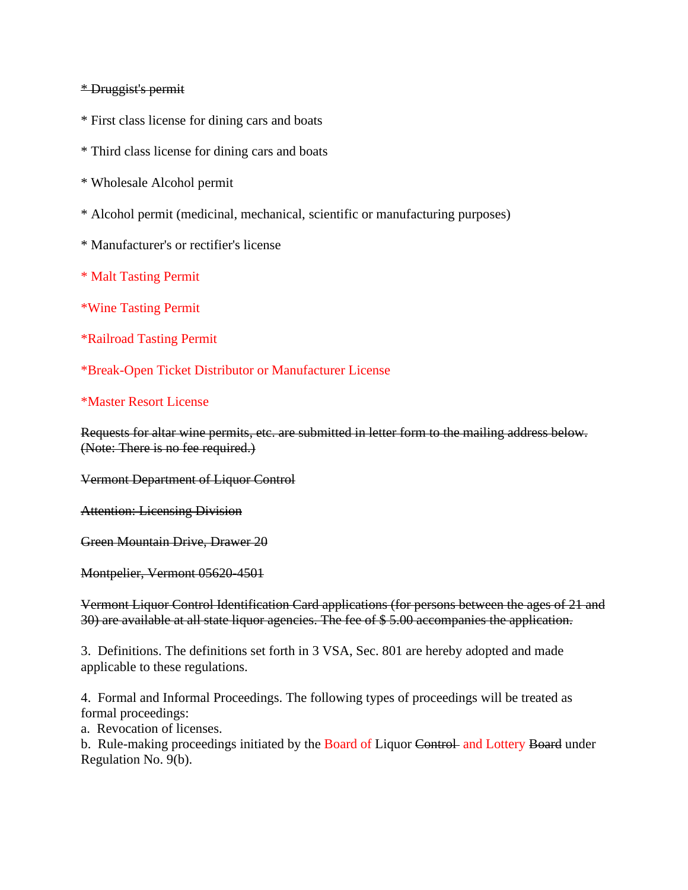~~* Druggist's permit~~

* First class license for dining cars and boats

* Third class license for dining cars and boats

* Wholesale Alcohol permit

* Alcohol permit (medicinal, mechanical, scientific or manufacturing purposes)

* Manufacturer's or rectifier's license

* Malt Tasting Permit

*Wine Tasting Permit

*Railroad Tasting Permit

*Break-Open Ticket Distributor or Manufacturer License

*Master Resort License

~~Requests for altar wine permits, etc. are submitted in letter form to the mailing address below. (Note: There is no fee required.)~~

~~Vermont Department of Liquor Control~~

~~Attention: Licensing Division~~

~~Green Mountain Drive, Drawer 20~~

~~Montpelier, Vermont 05620-4501~~

~~Vermont Liquor Control Identification Card applications (for persons between the ages of 21 and 30) are available at all state liquor agencies. The fee of $ 5.00 accompanies the application.~~

3. Definitions. The definitions set forth in 3 VSA, Sec. 801 are hereby adopted and made applicable to these regulations.

4. Formal and Informal Proceedings. The following types of proceedings will be treated as formal proceedings:
a. Revocation of licenses.
b. Rule-making proceedings initiated by the Board of Liquor ~~Control~~ and Lottery ~~Board~~ under Regulation No. 9(b).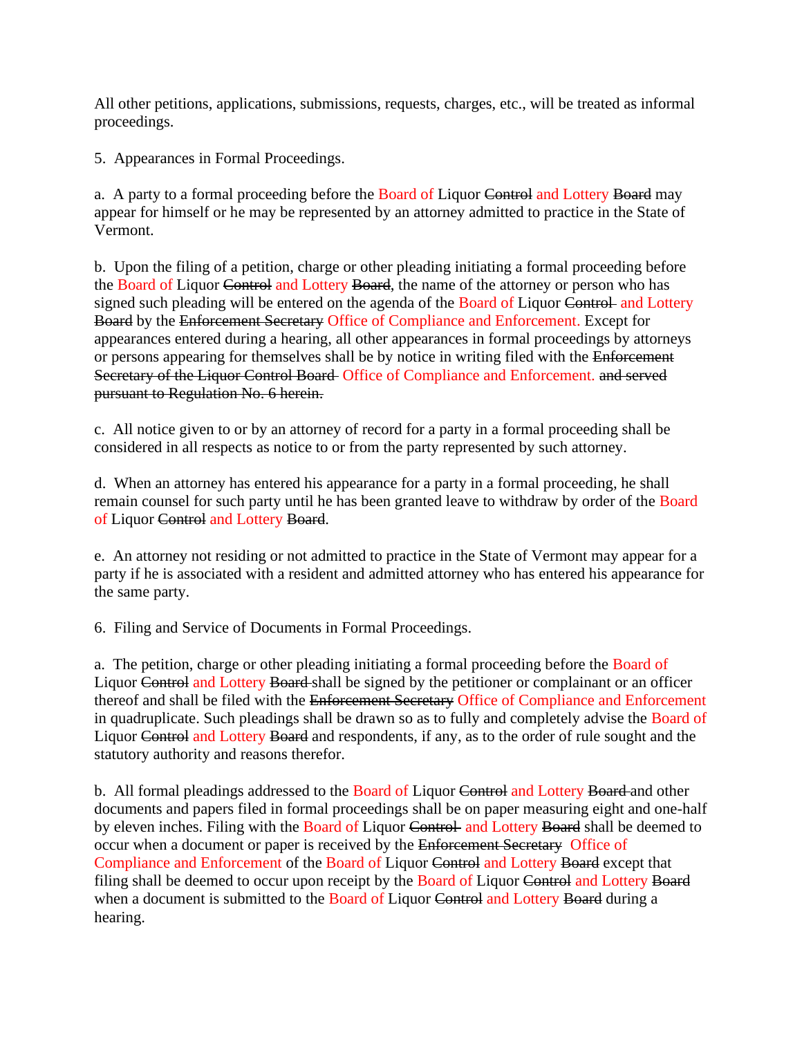All other petitions, applications, submissions, requests, charges, etc., will be treated as informal proceedings.

5. Appearances in Formal Proceedings.

a. A party to a formal proceeding before the Board of Liquor ~~Control~~ and Lottery ~~Board~~ may appear for himself or he may be represented by an attorney admitted to practice in the State of Vermont.

b. Upon the filing of a petition, charge or other pleading initiating a formal proceeding before the Board of Liquor ~~Control~~ and Lottery ~~Board~~, the name of the attorney or person who has signed such pleading will be entered on the agenda of the Board of Liquor ~~Control~~ and Lottery ~~Board~~ by the ~~Enforcement Secretary~~ Office of Compliance and Enforcement. Except for appearances entered during a hearing, all other appearances in formal proceedings by attorneys or persons appearing for themselves shall be by notice in writing filed with the ~~Enforcement Secretary of the Liquor Control Board~~ Office of Compliance and Enforcement. ~~and served pursuant to Regulation No. 6 herein.~~

c. All notice given to or by an attorney of record for a party in a formal proceeding shall be considered in all respects as notice to or from the party represented by such attorney.

d. When an attorney has entered his appearance for a party in a formal proceeding, he shall remain counsel for such party until he has been granted leave to withdraw by order of the Board of Liquor ~~Control~~ and Lottery ~~Board~~.

e. An attorney not residing or not admitted to practice in the State of Vermont may appear for a party if he is associated with a resident and admitted attorney who has entered his appearance for the same party.

6. Filing and Service of Documents in Formal Proceedings.

a. The petition, charge or other pleading initiating a formal proceeding before the Board of Liquor ~~Control~~ and Lottery ~~Board~~ shall be signed by the petitioner or complainant or an officer thereof and shall be filed with the ~~Enforcement Secretary~~ Office of Compliance and Enforcement in quadruplicate. Such pleadings shall be drawn so as to fully and completely advise the Board of Liquor ~~Control~~ and Lottery ~~Board~~ and respondents, if any, as to the order of rule sought and the statutory authority and reasons therefor.

b. All formal pleadings addressed to the Board of Liquor ~~Control~~ and Lottery ~~Board~~ and other documents and papers filed in formal proceedings shall be on paper measuring eight and one-half by eleven inches. Filing with the Board of Liquor ~~Control~~ and Lottery ~~Board~~ shall be deemed to occur when a document or paper is received by the ~~Enforcement Secretary~~ Office of Compliance and Enforcement of the Board of Liquor ~~Control~~ and Lottery ~~Board~~ except that filing shall be deemed to occur upon receipt by the Board of Liquor ~~Control~~ and Lottery ~~Board~~ when a document is submitted to the Board of Liquor ~~Control~~ and Lottery ~~Board~~ during a hearing.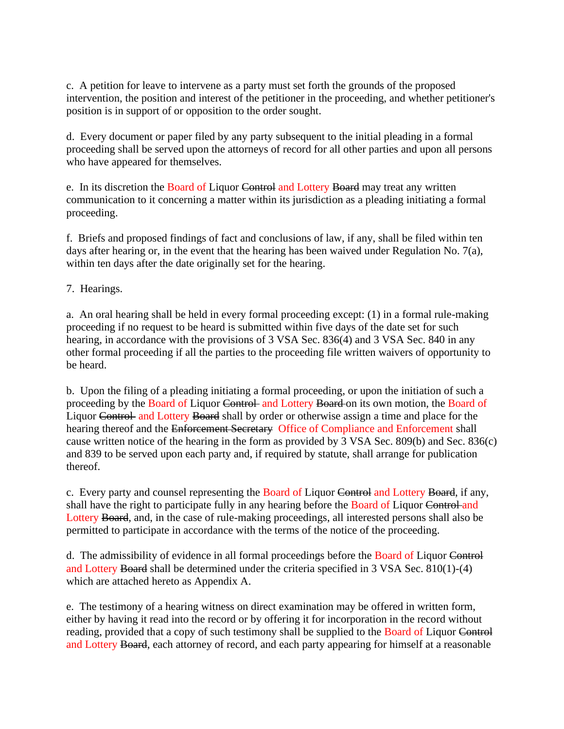c. A petition for leave to intervene as a party must set forth the grounds of the proposed intervention, the position and interest of the petitioner in the proceeding, and whether petitioner's position is in support of or opposition to the order sought.

d. Every document or paper filed by any party subsequent to the initial pleading in a formal proceeding shall be served upon the attorneys of record for all other parties and upon all persons who have appeared for themselves.

e. In its discretion the Board of Liquor ~~Control~~ and Lottery ~~Board~~ may treat any written communication to it concerning a matter within its jurisdiction as a pleading initiating a formal proceeding.

f. Briefs and proposed findings of fact and conclusions of law, if any, shall be filed within ten days after hearing or, in the event that the hearing has been waived under Regulation No. 7(a), within ten days after the date originally set for the hearing.

7. Hearings.

a. An oral hearing shall be held in every formal proceeding except: (1) in a formal rule-making proceeding if no request to be heard is submitted within five days of the date set for such hearing, in accordance with the provisions of 3 VSA Sec. 836(4) and 3 VSA Sec. 840 in any other formal proceeding if all the parties to the proceeding file written waivers of opportunity to be heard.

b. Upon the filing of a pleading initiating a formal proceeding, or upon the initiation of such a proceeding by the Board of Liquor ~~Control~~ and Lottery ~~Board~~ on its own motion, the Board of Liquor ~~Control~~ and Lottery ~~Board~~ shall by order or otherwise assign a time and place for the hearing thereof and the ~~Enforcement Secretary~~ Office of Compliance and Enforcement shall cause written notice of the hearing in the form as provided by 3 VSA Sec. 809(b) and Sec. 836(c) and 839 to be served upon each party and, if required by statute, shall arrange for publication thereof.

c. Every party and counsel representing the Board of Liquor ~~Control~~ and Lottery ~~Board~~, if any, shall have the right to participate fully in any hearing before the Board of Liquor ~~Control~~ and Lottery ~~Board~~, and, in the case of rule-making proceedings, all interested persons shall also be permitted to participate in accordance with the terms of the notice of the proceeding.

d. The admissibility of evidence in all formal proceedings before the Board of Liquor ~~Control~~ and Lottery ~~Board~~ shall be determined under the criteria specified in 3 VSA Sec. 810(1)-(4) which are attached hereto as Appendix A.

e. The testimony of a hearing witness on direct examination may be offered in written form, either by having it read into the record or by offering it for incorporation in the record without reading, provided that a copy of such testimony shall be supplied to the Board of Liquor ~~Control~~ and Lottery ~~Board~~, each attorney of record, and each party appearing for himself at a reasonable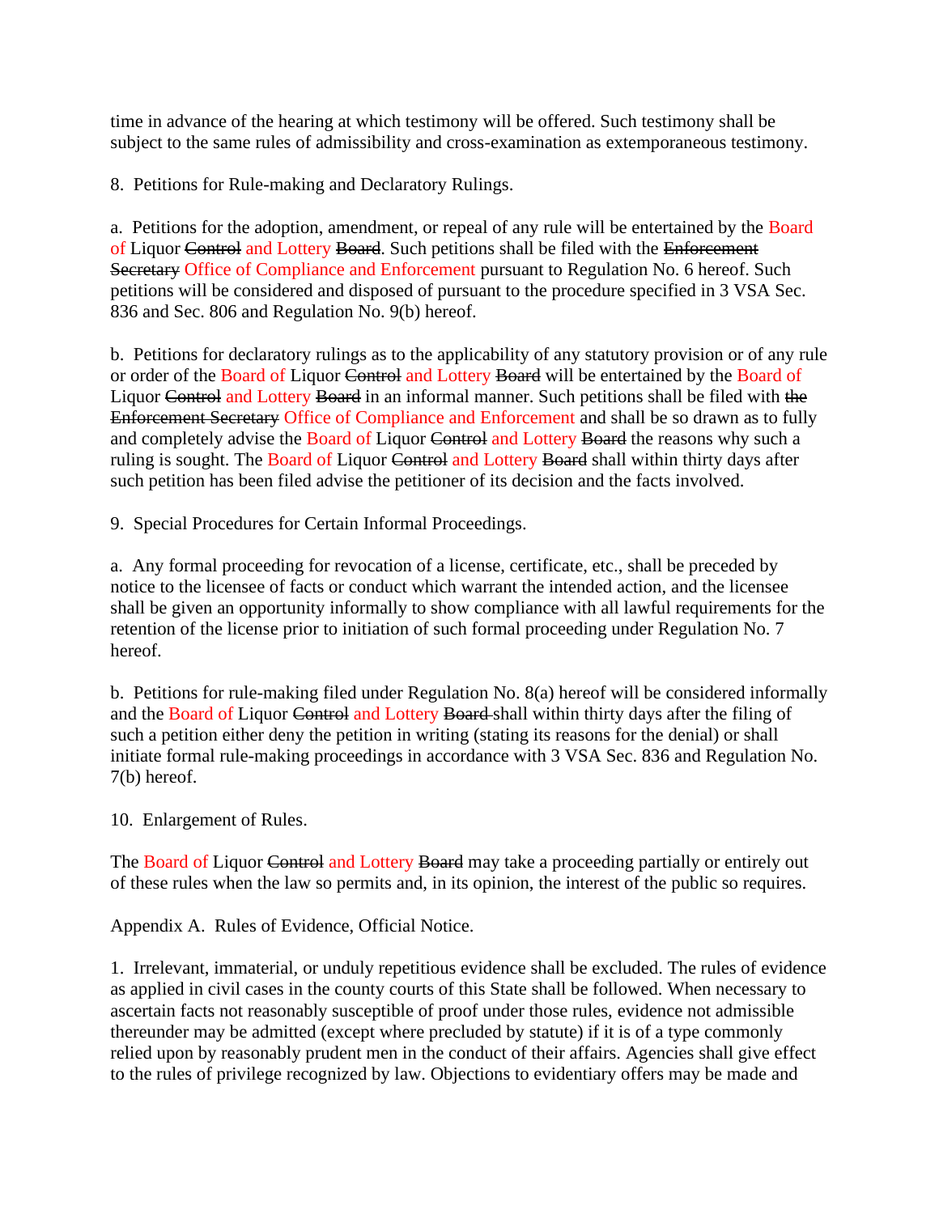time in advance of the hearing at which testimony will be offered. Such testimony shall be subject to the same rules of admissibility and cross-examination as extemporaneous testimony.

8. Petitions for Rule-making and Declaratory Rulings.

a. Petitions for the adoption, amendment, or repeal of any rule will be entertained by the Board of Liquor ~~Control~~ and Lottery ~~Board~~. Such petitions shall be filed with the ~~Enforcement Secretary~~ Office of Compliance and Enforcement pursuant to Regulation No. 6 hereof. Such petitions will be considered and disposed of pursuant to the procedure specified in 3 VSA Sec. 836 and Sec. 806 and Regulation No. 9(b) hereof.

b. Petitions for declaratory rulings as to the applicability of any statutory provision or of any rule or order of the Board of Liquor ~~Control~~ and Lottery ~~Board~~ will be entertained by the Board of Liquor ~~Control~~ and Lottery ~~Board~~ in an informal manner. Such petitions shall be filed with ~~the Enforcement Secretary~~ Office of Compliance and Enforcement and shall be so drawn as to fully and completely advise the Board of Liquor ~~Control~~ and Lottery ~~Board~~ the reasons why such a ruling is sought. The Board of Liquor ~~Control~~ and Lottery ~~Board~~ shall within thirty days after such petition has been filed advise the petitioner of its decision and the facts involved.

9. Special Procedures for Certain Informal Proceedings.

a. Any formal proceeding for revocation of a license, certificate, etc., shall be preceded by notice to the licensee of facts or conduct which warrant the intended action, and the licensee shall be given an opportunity informally to show compliance with all lawful requirements for the retention of the license prior to initiation of such formal proceeding under Regulation No. 7 hereof.

b. Petitions for rule-making filed under Regulation No. 8(a) hereof will be considered informally and the Board of Liquor ~~Control~~ and Lottery ~~Board~~ shall within thirty days after the filing of such a petition either deny the petition in writing (stating its reasons for the denial) or shall initiate formal rule-making proceedings in accordance with 3 VSA Sec. 836 and Regulation No. 7(b) hereof.

10. Enlargement of Rules.

The Board of Liquor ~~Control~~ and Lottery ~~Board~~ may take a proceeding partially or entirely out of these rules when the law so permits and, in its opinion, the interest of the public so requires.

Appendix A. Rules of Evidence, Official Notice.

1. Irrelevant, immaterial, or unduly repetitious evidence shall be excluded. The rules of evidence as applied in civil cases in the county courts of this State shall be followed. When necessary to ascertain facts not reasonably susceptible of proof under those rules, evidence not admissible thereunder may be admitted (except where precluded by statute) if it is of a type commonly relied upon by reasonably prudent men in the conduct of their affairs. Agencies shall give effect to the rules of privilege recognized by law. Objections to evidentiary offers may be made and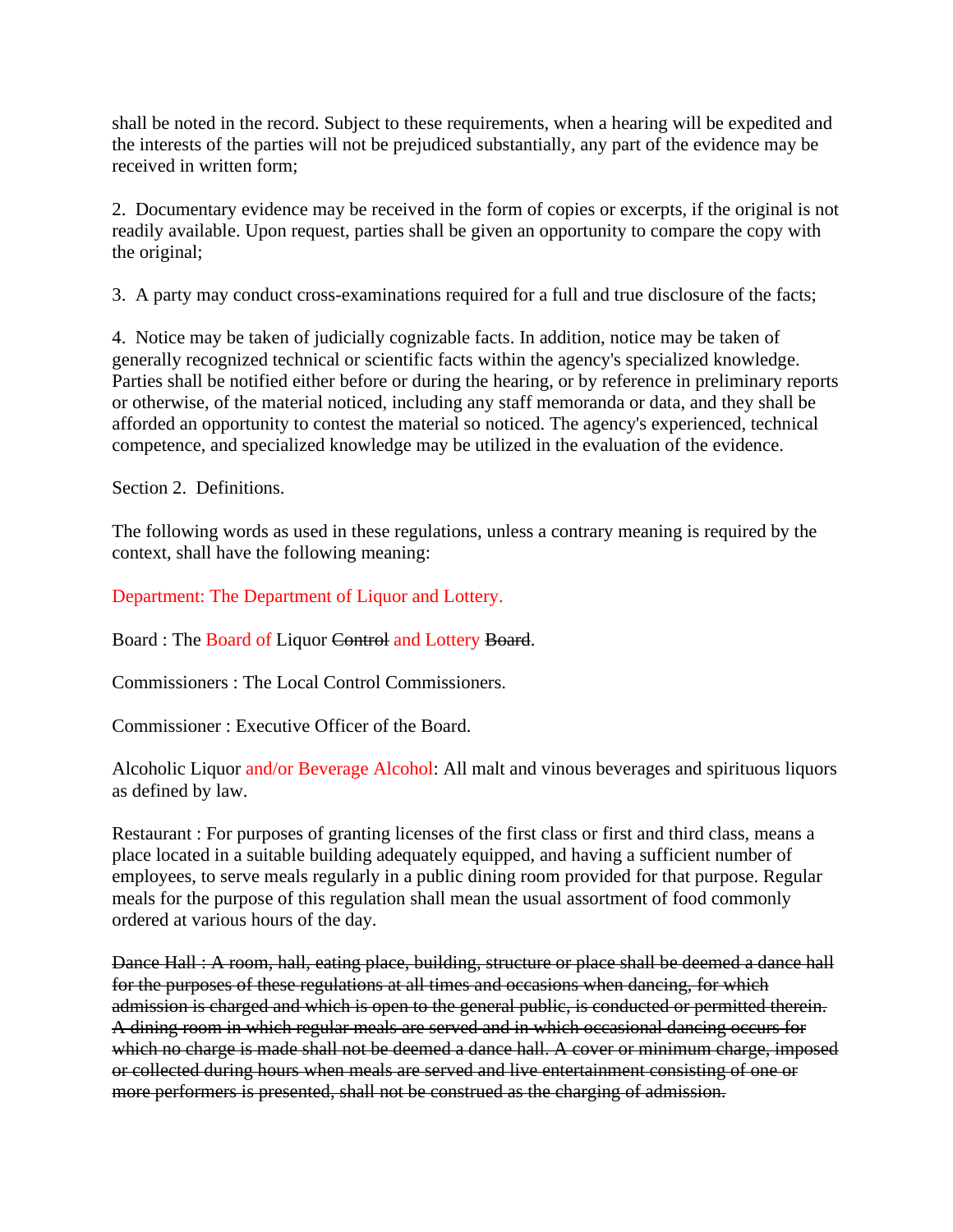shall be noted in the record. Subject to these requirements, when a hearing will be expedited and the interests of the parties will not be prejudiced substantially, any part of the evidence may be received in written form;

2. Documentary evidence may be received in the form of copies or excerpts, if the original is not readily available. Upon request, parties shall be given an opportunity to compare the copy with the original;

3. A party may conduct cross-examinations required for a full and true disclosure of the facts;

4. Notice may be taken of judicially cognizable facts. In addition, notice may be taken of generally recognized technical or scientific facts within the agency's specialized knowledge. Parties shall be notified either before or during the hearing, or by reference in preliminary reports or otherwise, of the material noticed, including any staff memoranda or data, and they shall be afforded an opportunity to contest the material so noticed. The agency's experienced, technical competence, and specialized knowledge may be utilized in the evaluation of the evidence.

Section 2. Definitions.

The following words as used in these regulations, unless a contrary meaning is required by the context, shall have the following meaning:

Department: The Department of Liquor and Lottery.

Board : The Board of Liquor ~~Control~~ and Lottery ~~Board~~.

Commissioners : The Local Control Commissioners.

Commissioner : Executive Officer of the Board.

Alcoholic Liquor and/or Beverage Alcohol: All malt and vinous beverages and spirituous liquors as defined by law.

Restaurant : For purposes of granting licenses of the first class or first and third class, means a place located in a suitable building adequately equipped, and having a sufficient number of employees, to serve meals regularly in a public dining room provided for that purpose. Regular meals for the purpose of this regulation shall mean the usual assortment of food commonly ordered at various hours of the day.

~~Dance Hall : A room, hall, eating place, building, structure or place shall be deemed a dance hall for the purposes of these regulations at all times and occasions when dancing, for which admission is charged and which is open to the general public, is conducted or permitted therein. A dining room in which regular meals are served and in which occasional dancing occurs for which no charge is made shall not be deemed a dance hall. A cover or minimum charge, imposed or collected during hours when meals are served and live entertainment consisting of one or more performers is presented, shall not be construed as the charging of admission.~~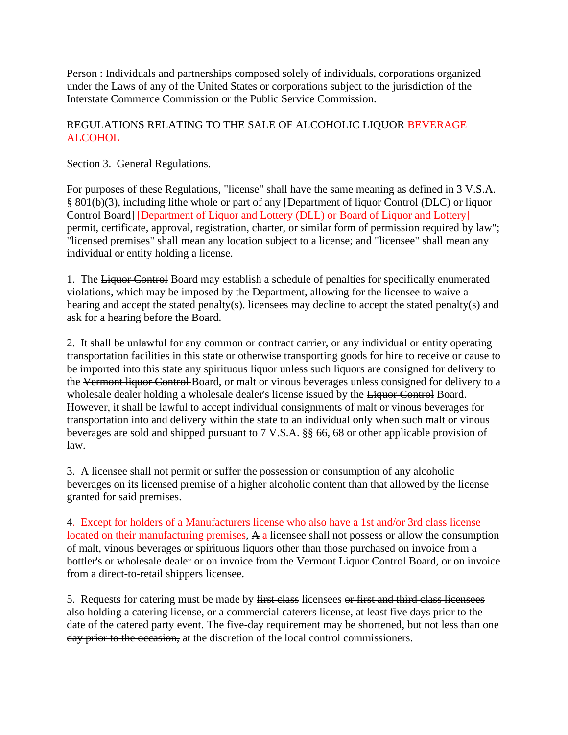Person : Individuals and partnerships composed solely of individuals, corporations organized under the Laws of any of the United States or corporations subject to the jurisdiction of the Interstate Commerce Commission or the Public Service Commission.

REGULATIONS RELATING TO THE SALE OF ~~ALCOHOLIC LIQUOR~~ BEVERAGE ALCOHOL

Section 3. General Regulations.

For purposes of these Regulations, "license" shall have the same meaning as defined in 3 V.S.A. § 801(b)(3), including lithe whole or part of any ~~[Department of liquor Control (DLC) or liquor Control Board]~~ [Department of Liquor and Lottery (DLL) or Board of Liquor and Lottery] permit, certificate, approval, registration, charter, or similar form of permission required by law"; "licensed premises" shall mean any location subject to a license; and "licensee" shall mean any individual or entity holding a license.

1. The ~~Liquor Control~~ Board may establish a schedule of penalties for specifically enumerated violations, which may be imposed by the Department, allowing for the licensee to waive a hearing and accept the stated penalty(s). licensees may decline to accept the stated penalty(s) and ask for a hearing before the Board.

2. It shall be unlawful for any common or contract carrier, or any individual or entity operating transportation facilities in this state or otherwise transporting goods for hire to receive or cause to be imported into this state any spirituous liquor unless such liquors are consigned for delivery to the ~~Vermont liquor Control~~ Board, or malt or vinous beverages unless consigned for delivery to a wholesale dealer holding a wholesale dealer's license issued by the ~~Liquor Control~~ Board. However, it shall be lawful to accept individual consignments of malt or vinous beverages for transportation into and delivery within the state to an individual only when such malt or vinous beverages are sold and shipped pursuant to ~~7 V.S.A. §§ 66, 68 or other~~ applicable provision of law.

3. A licensee shall not permit or suffer the possession or consumption of any alcoholic beverages on its licensed premise of a higher alcoholic content than that allowed by the license granted for said premises.

4. Except for holders of a Manufacturers license who also have a 1st and/or 3rd class license located on their manufacturing premises, ~~A~~ a licensee shall not possess or allow the consumption of malt, vinous beverages or spirituous liquors other than those purchased on invoice from a bottler's or wholesale dealer or on invoice from the ~~Vermont Liquor Control~~ Board, or on invoice from a direct-to-retail shippers licensee.

5. Requests for catering must be made by ~~first class~~ licensees ~~or first and third class licensees also~~ holding a catering license, or a commercial caterers license, at least five days prior to the date of the catered ~~party~~ event. The five-day requirement may be shortened~~, but not less than one day prior to the occasion,~~ at the discretion of the local control commissioners.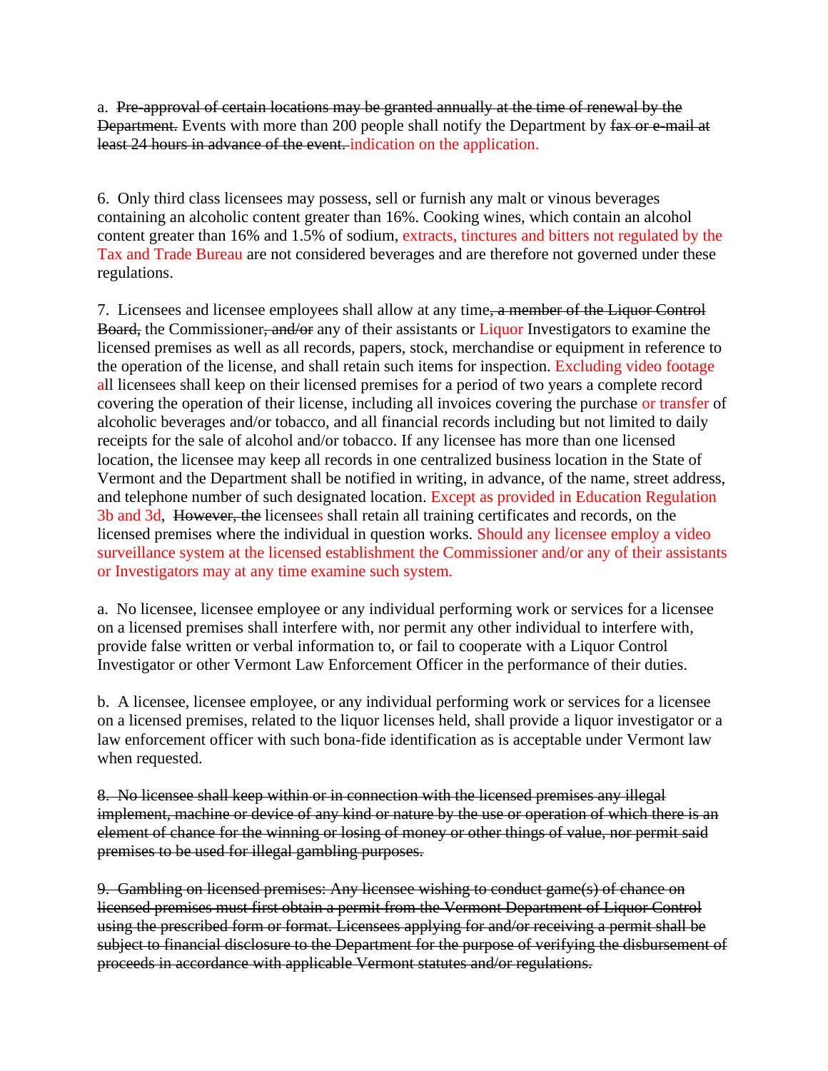a. ~~Pre-approval of certain locations may be granted annually at the time of renewal by the Department.~~ Events with more than 200 people shall notify the Department by ~~fax or e-mail at least 24 hours in advance of the event.~~ indication on the application.

6. Only third class licensees may possess, sell or furnish any malt or vinous beverages containing an alcoholic content greater than 16%. Cooking wines, which contain an alcohol content greater than 16% and 1.5% of sodium, extracts, tinctures and bitters not regulated by the Tax and Trade Bureau are not considered beverages and are therefore not governed under these regulations.

7. Licensees and licensee employees shall allow at any time~~, a member of the Liquor Control Board,~~ the Commissioner~~, and/or~~ any of their assistants or Liquor Investigators to examine the licensed premises as well as all records, papers, stock, merchandise or equipment in reference to the operation of the license, and shall retain such items for inspection. Excluding video footage all licensees shall keep on their licensed premises for a period of two years a complete record covering the operation of their license, including all invoices covering the purchase or transfer of alcoholic beverages and/or tobacco, and all financial records including but not limited to daily receipts for the sale of alcohol and/or tobacco. If any licensee has more than one licensed location, the licensee may keep all records in one centralized business location in the State of Vermont and the Department shall be notified in writing, in advance, of the name, street address, and telephone number of such designated location. Except as provided in Education Regulation 3b and 3d, ~~However, the~~ licensees shall retain all training certificates and records, on the licensed premises where the individual in question works. Should any licensee employ a video surveillance system at the licensed establishment the Commissioner and/or any of their assistants or Investigators may at any time examine such system.

a. No licensee, licensee employee or any individual performing work or services for a licensee on a licensed premises shall interfere with, nor permit any other individual to interfere with, provide false written or verbal information to, or fail to cooperate with a Liquor Control Investigator or other Vermont Law Enforcement Officer in the performance of their duties.

b. A licensee, licensee employee, or any individual performing work or services for a licensee on a licensed premises, related to the liquor licenses held, shall provide a liquor investigator or a law enforcement officer with such bona-fide identification as is acceptable under Vermont law when requested.

~~8. No licensee shall keep within or in connection with the licensed premises any illegal implement, machine or device of any kind or nature by the use or operation of which there is an element of chance for the winning or losing of money or other things of value, nor permit said premises to be used for illegal gambling purposes.~~

~~9. Gambling on licensed premises: Any licensee wishing to conduct game(s) of chance on licensed premises must first obtain a permit from the Vermont Department of Liquor Control using the prescribed form or format. Licensees applying for and/or receiving a permit shall be subject to financial disclosure to the Department for the purpose of verifying the disbursement of proceeds in accordance with applicable Vermont statutes and/or regulations.~~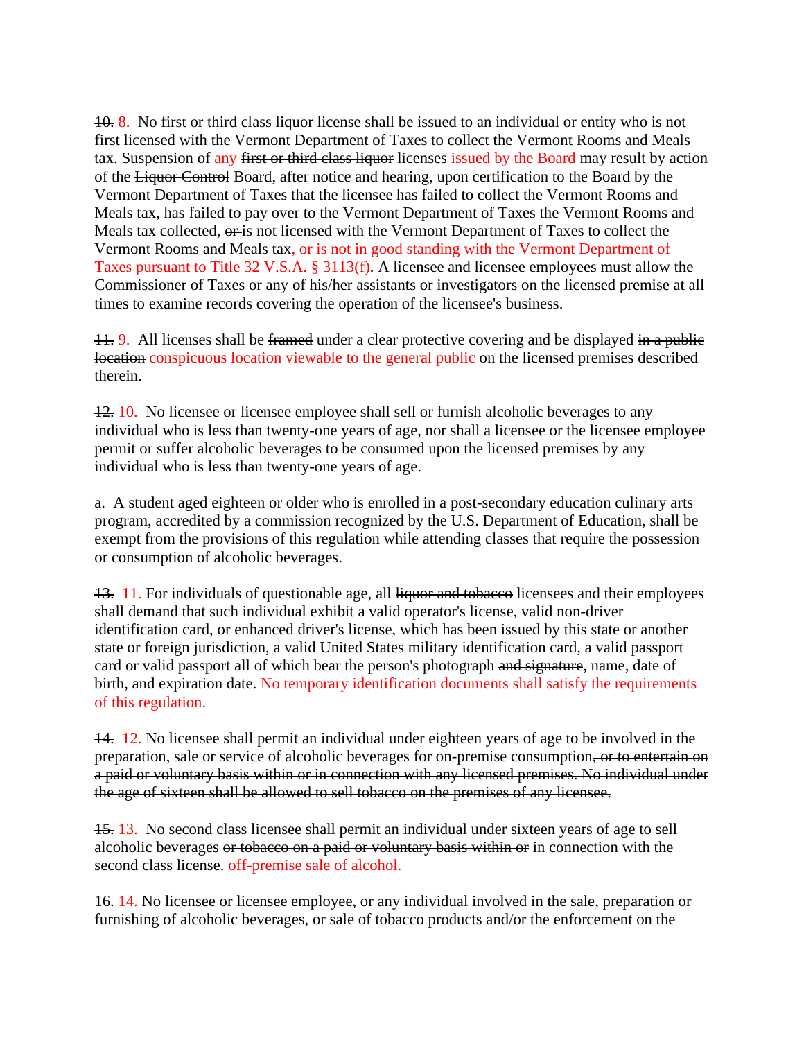~~10.~~ 8. No first or third class liquor license shall be issued to an individual or entity who is not first licensed with the Vermont Department of Taxes to collect the Vermont Rooms and Meals tax. Suspension of any ~~first or third class liquor~~ licenses issued by the Board may result by action of the ~~Liquor Control~~ Board, after notice and hearing, upon certification to the Board by the Vermont Department of Taxes that the licensee has failed to collect the Vermont Rooms and Meals tax, has failed to pay over to the Vermont Department of Taxes the Vermont Rooms and Meals tax collected, ~~or~~ is not licensed with the Vermont Department of Taxes to collect the Vermont Rooms and Meals tax, or is not in good standing with the Vermont Department of Taxes pursuant to Title 32 V.S.A. § 3113(f). A licensee and licensee employees must allow the Commissioner of Taxes or any of his/her assistants or investigators on the licensed premise at all times to examine records covering the operation of the licensee's business.

~~11.~~ 9. All licenses shall be ~~framed~~ under a clear protective covering and be displayed ~~in a public location~~ conspicuous location viewable to the general public on the licensed premises described therein.

~~12.~~ 10. No licensee or licensee employee shall sell or furnish alcoholic beverages to any individual who is less than twenty-one years of age, nor shall a licensee or the licensee employee permit or suffer alcoholic beverages to be consumed upon the licensed premises by any individual who is less than twenty-one years of age.

a. A student aged eighteen or older who is enrolled in a post-secondary education culinary arts program, accredited by a commission recognized by the U.S. Department of Education, shall be exempt from the provisions of this regulation while attending classes that require the possession or consumption of alcoholic beverages.

~~13.~~ 11. For individuals of questionable age, all ~~liquor and tobacco~~ licensees and their employees shall demand that such individual exhibit a valid operator's license, valid non-driver identification card, or enhanced driver's license, which has been issued by this state or another state or foreign jurisdiction, a valid United States military identification card, a valid passport card or valid passport all of which bear the person's photograph ~~and signature~~, name, date of birth, and expiration date. No temporary identification documents shall satisfy the requirements of this regulation.

~~14.~~ 12. No licensee shall permit an individual under eighteen years of age to be involved in the preparation, sale or service of alcoholic beverages for on-premise consumption~~, or to entertain on a paid or voluntary basis within or in connection with any licensed premises. No individual under the age of sixteen shall be allowed to sell tobacco on the premises of any licensee.~~

~~15.~~ 13. No second class licensee shall permit an individual under sixteen years of age to sell alcoholic beverages ~~or tobacco on a paid or voluntary basis within or~~ in connection with the ~~second class license.~~ off-premise sale of alcohol.

~~16.~~ 14. No licensee or licensee employee, or any individual involved in the sale, preparation or furnishing of alcoholic beverages, or sale of tobacco products and/or the enforcement on the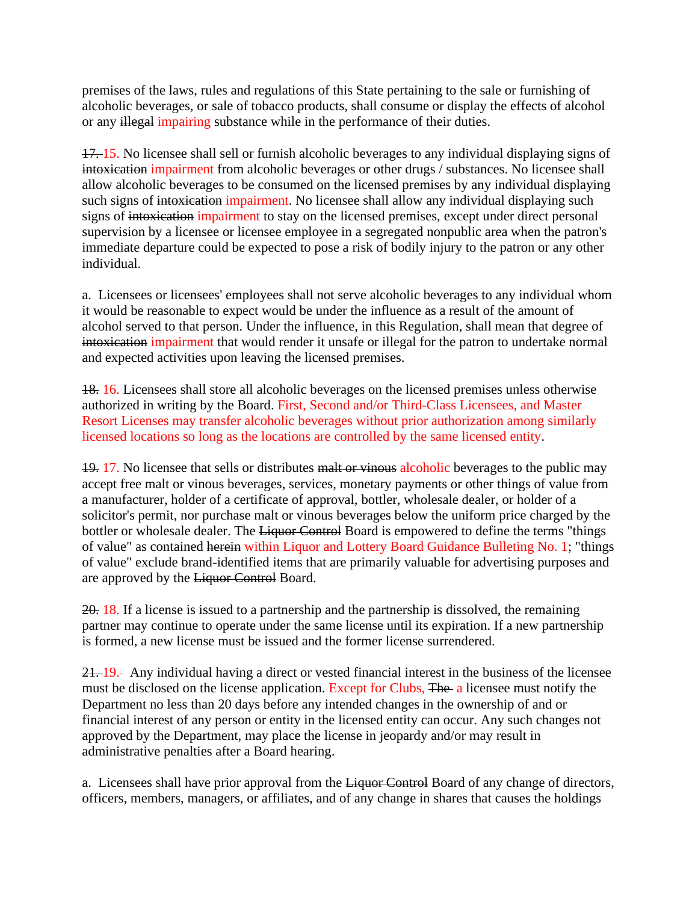premises of the laws, rules and regulations of this State pertaining to the sale or furnishing of alcoholic beverages, or sale of tobacco products, shall consume or display the effects of alcohol or any ~~illegal~~ impairing substance while in the performance of their duties.

~~17.~~ 15. No licensee shall sell or furnish alcoholic beverages to any individual displaying signs of ~~intoxication~~ impairment from alcoholic beverages or other drugs / substances. No licensee shall allow alcoholic beverages to be consumed on the licensed premises by any individual displaying such signs of ~~intoxication~~ impairment. No licensee shall allow any individual displaying such signs of ~~intoxication~~ impairment to stay on the licensed premises, except under direct personal supervision by a licensee or licensee employee in a segregated nonpublic area when the patron's immediate departure could be expected to pose a risk of bodily injury to the patron or any other individual.

a. Licensees or licensees' employees shall not serve alcoholic beverages to any individual whom it would be reasonable to expect would be under the influence as a result of the amount of alcohol served to that person. Under the influence, in this Regulation, shall mean that degree of ~~intoxication~~ impairment that would render it unsafe or illegal for the patron to undertake normal and expected activities upon leaving the licensed premises.

~~18.~~ 16. Licensees shall store all alcoholic beverages on the licensed premises unless otherwise authorized in writing by the Board. First, Second and/or Third-Class Licensees, and Master Resort Licenses may transfer alcoholic beverages without prior authorization among similarly licensed locations so long as the locations are controlled by the same licensed entity.

~~19.~~ 17. No licensee that sells or distributes ~~malt or vinous~~ alcoholic beverages to the public may accept free malt or vinous beverages, services, monetary payments or other things of value from a manufacturer, holder of a certificate of approval, bottler, wholesale dealer, or holder of a solicitor's permit, nor purchase malt or vinous beverages below the uniform price charged by the bottler or wholesale dealer. The ~~Liquor Control~~ Board is empowered to define the terms "things of value" as contained ~~herein~~ within Liquor and Lottery Board Guidance Bulleting No. 1; "things of value" exclude brand-identified items that are primarily valuable for advertising purposes and are approved by the ~~Liquor Control~~ Board.

~~20.~~ 18. If a license is issued to a partnership and the partnership is dissolved, the remaining partner may continue to operate under the same license until its expiration. If a new partnership is formed, a new license must be issued and the former license surrendered.

~~21.~~ 19. Any individual having a direct or vested financial interest in the business of the licensee must be disclosed on the license application. Except for Clubs, ~~The~~ a licensee must notify the Department no less than 20 days before any intended changes in the ownership of and or financial interest of any person or entity in the licensed entity can occur. Any such changes not approved by the Department, may place the license in jeopardy and/or may result in administrative penalties after a Board hearing.

a. Licensees shall have prior approval from the ~~Liquor Control~~ Board of any change of directors, officers, members, managers, or affiliates, and of any change in shares that causes the holdings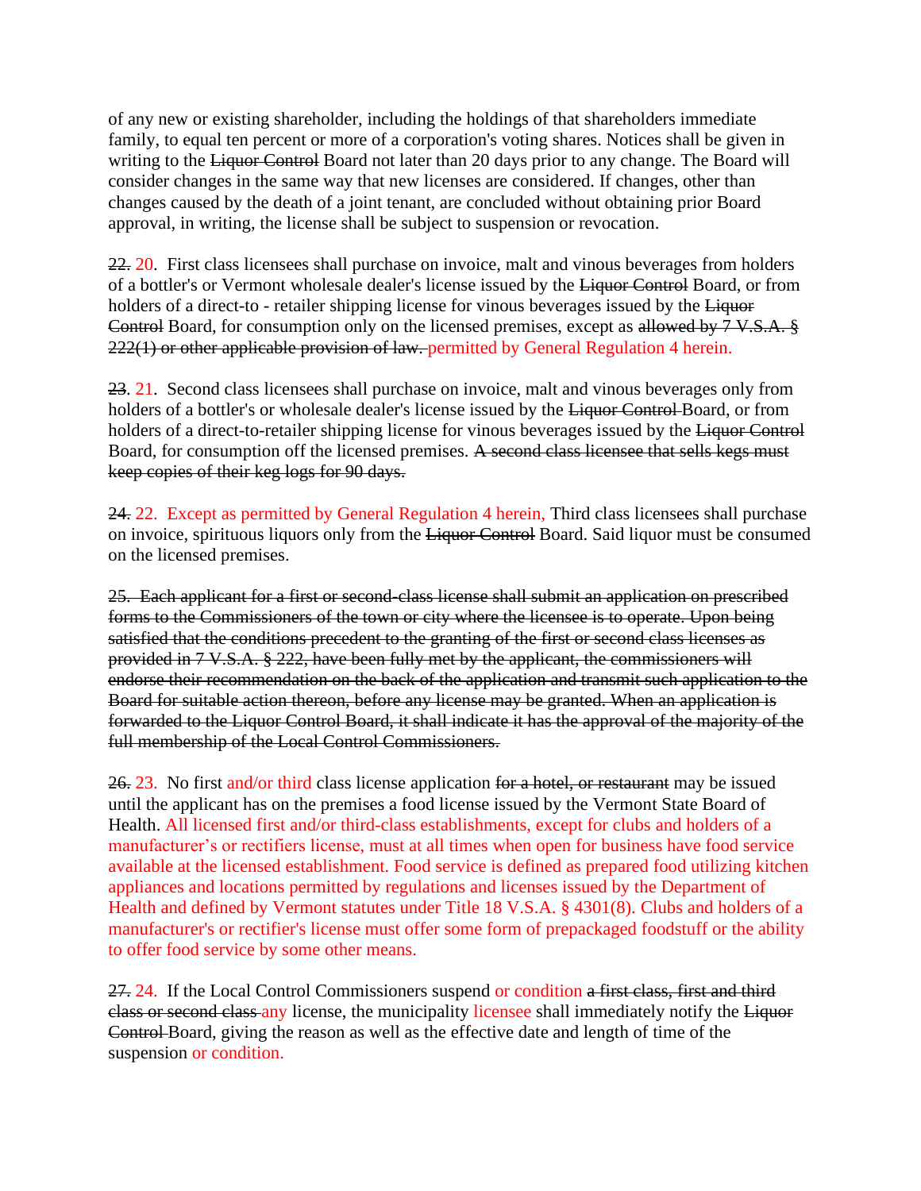of any new or existing shareholder, including the holdings of that shareholders immediate family, to equal ten percent or more of a corporation's voting shares. Notices shall be given in writing to the ~~Liquor Control~~ Board not later than 20 days prior to any change. The Board will consider changes in the same way that new licenses are considered. If changes, other than changes caused by the death of a joint tenant, are concluded without obtaining prior Board approval, in writing, the license shall be subject to suspension or revocation.

~~22.~~ 20. First class licensees shall purchase on invoice, malt and vinous beverages from holders of a bottler's or Vermont wholesale dealer's license issued by the ~~Liquor Control~~ Board, or from holders of a direct-to - retailer shipping license for vinous beverages issued by the ~~Liquor Control~~ Board, for consumption only on the licensed premises, except as ~~allowed by 7 V.S.A. § 222(1) or other applicable provision of law.~~ permitted by General Regulation 4 herein.

~~23~~. 21. Second class licensees shall purchase on invoice, malt and vinous beverages only from holders of a bottler's or wholesale dealer's license issued by the ~~Liquor Control~~ Board, or from holders of a direct-to-retailer shipping license for vinous beverages issued by the ~~Liquor Control~~ Board, for consumption off the licensed premises. ~~A second class licensee that sells kegs must keep copies of their keg logs for 90 days.~~

~~24.~~ 22. Except as permitted by General Regulation 4 herein, Third class licensees shall purchase on invoice, spirituous liquors only from the ~~Liquor Control~~ Board. Said liquor must be consumed on the licensed premises.

~~25. Each applicant for a first or second-class license shall submit an application on prescribed forms to the Commissioners of the town or city where the licensee is to operate. Upon being satisfied that the conditions precedent to the granting of the first or second class licenses as provided in 7 V.S.A. § 222, have been fully met by the applicant, the commissioners will endorse their recommendation on the back of the application and transmit such application to the Board for suitable action thereon, before any license may be granted. When an application is forwarded to the Liquor Control Board, it shall indicate it has the approval of the majority of the full membership of the Local Control Commissioners.~~

~~26.~~ 23. No first and/or third class license application ~~for a hotel, or restaurant~~ may be issued until the applicant has on the premises a food license issued by the Vermont State Board of Health. All licensed first and/or third-class establishments, except for clubs and holders of a manufacturer's or rectifiers license, must at all times when open for business have food service available at the licensed establishment. Food service is defined as prepared food utilizing kitchen appliances and locations permitted by regulations and licenses issued by the Department of Health and defined by Vermont statutes under Title 18 V.S.A. § 4301(8). Clubs and holders of a manufacturer's or rectifier's license must offer some form of prepackaged foodstuff or the ability to offer food service by some other means.

~~27.~~ 24. If the Local Control Commissioners suspend or condition ~~a first class, first and third class or second class~~ any license, the municipality licensee shall immediately notify the ~~Liquor Control~~ Board, giving the reason as well as the effective date and length of time of the suspension or condition.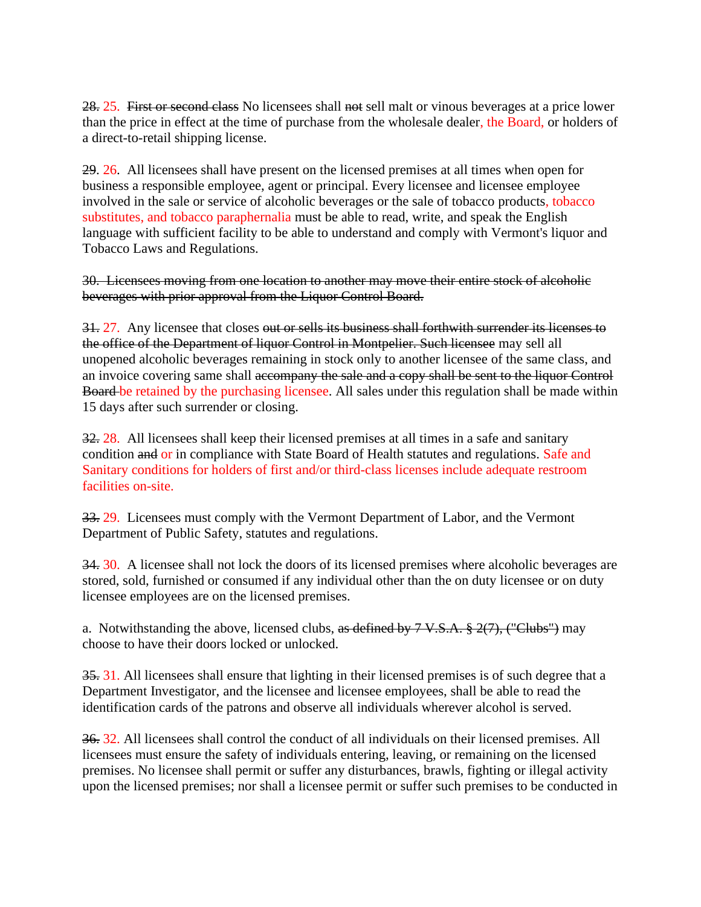~~28.~~ 25.  ~~First or second class~~ No licensees shall ~~not~~ sell malt or vinous beverages at a price lower than the price in effect at the time of purchase from the wholesale dealer, the Board, or holders of a direct-to-retail shipping license.

~~29~~. 26.  All licensees shall have present on the licensed premises at all times when open for business a responsible employee, agent or principal. Every licensee and licensee employee involved in the sale or service of alcoholic beverages or the sale of tobacco products, tobacco substitutes, and tobacco paraphernalia must be able to read, write, and speak the English language with sufficient facility to be able to understand and comply with Vermont's liquor and Tobacco Laws and Regulations.

~~30.  Licensees moving from one location to another may move their entire stock of alcoholic beverages with prior approval from the Liquor Control Board.~~

~~31.~~ 27.  Any licensee that closes ~~out or sells its business shall forthwith surrender its licenses to the office of the Department of liquor Control in Montpelier. Such licensee~~ may sell all unopened alcoholic beverages remaining in stock only to another licensee of the same class, and an invoice covering same shall ~~accompany the sale and a copy shall be sent to the liquor Control Board~~ be retained by the purchasing licensee. All sales under this regulation shall be made within 15 days after such surrender or closing.

~~32.~~ 28.  All licensees shall keep their licensed premises at all times in a safe and sanitary condition ~~and~~ or in compliance with State Board of Health statutes and regulations. Safe and Sanitary conditions for holders of first and/or third-class licenses include adequate restroom facilities on-site.

~~33.~~ 29.  Licensees must comply with the Vermont Department of Labor, and the Vermont Department of Public Safety, statutes and regulations.

~~34.~~ 30.  A licensee shall not lock the doors of its licensed premises where alcoholic beverages are stored, sold, furnished or consumed if any individual other than the on duty licensee or on duty licensee employees are on the licensed premises.

a.  Notwithstanding the above, licensed clubs, ~~as defined by 7 V.S.A. § 2(7), ("Clubs")~~ may choose to have their doors locked or unlocked.

~~35.~~ 31. All licensees shall ensure that lighting in their licensed premises is of such degree that a Department Investigator, and the licensee and licensee employees, shall be able to read the identification cards of the patrons and observe all individuals wherever alcohol is served.

~~36.~~ 32. All licensees shall control the conduct of all individuals on their licensed premises. All licensees must ensure the safety of individuals entering, leaving, or remaining on the licensed premises. No licensee shall permit or suffer any disturbances, brawls, fighting or illegal activity upon the licensed premises; nor shall a licensee permit or suffer such premises to be conducted in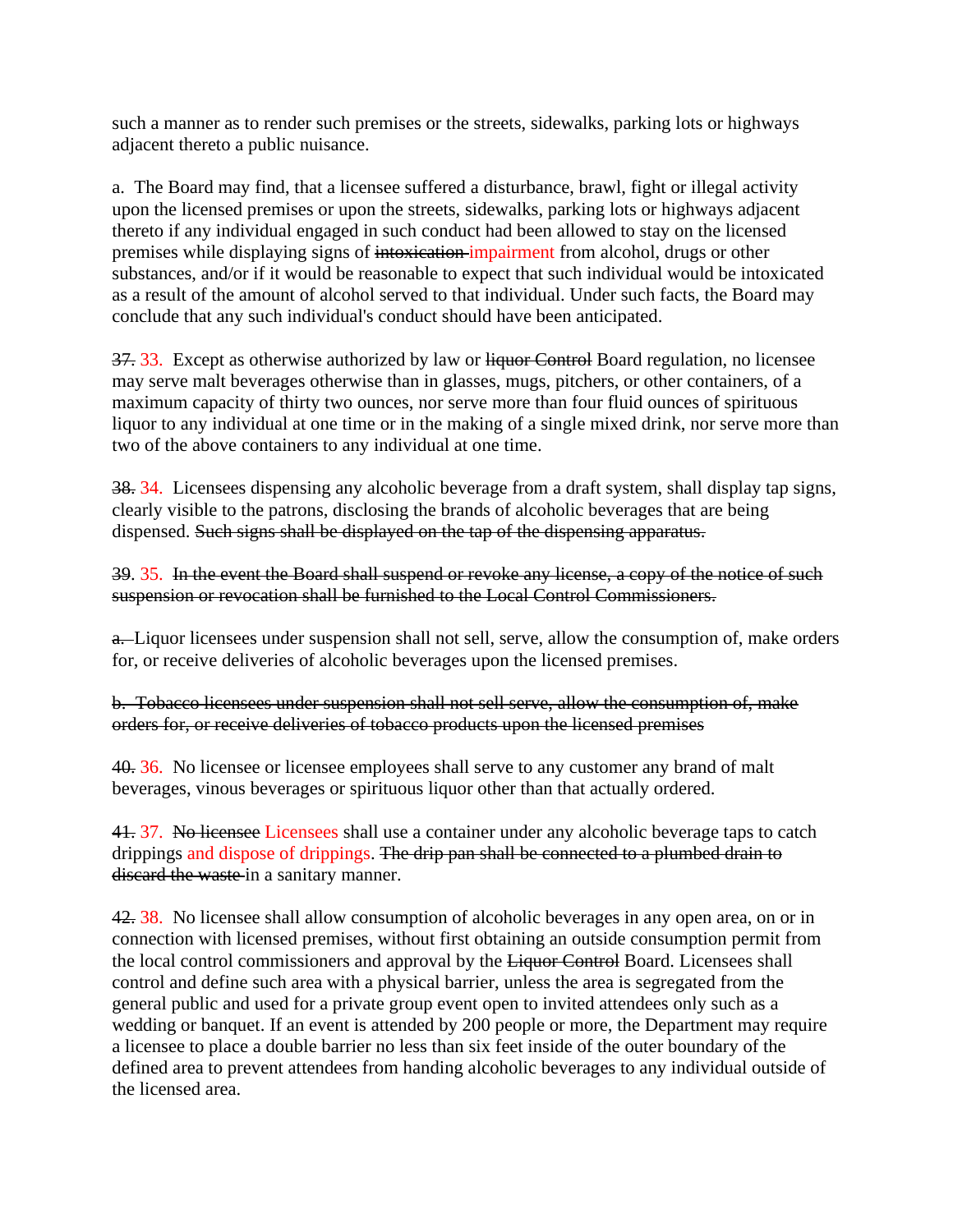such a manner as to render such premises or the streets, sidewalks, parking lots or highways adjacent thereto a public nuisance.

a. The Board may find, that a licensee suffered a disturbance, brawl, fight or illegal activity upon the licensed premises or upon the streets, sidewalks, parking lots or highways adjacent thereto if any individual engaged in such conduct had been allowed to stay on the licensed premises while displaying signs of ~~intoxication~~ impairment from alcohol, drugs or other substances, and/or if it would be reasonable to expect that such individual would be intoxicated as a result of the amount of alcohol served to that individual. Under such facts, the Board may conclude that any such individual's conduct should have been anticipated.

~~37.~~ 33. Except as otherwise authorized by law or ~~liquor Control~~ Board regulation, no licensee may serve malt beverages otherwise than in glasses, mugs, pitchers, or other containers, of a maximum capacity of thirty two ounces, nor serve more than four fluid ounces of spirituous liquor to any individual at one time or in the making of a single mixed drink, nor serve more than two of the above containers to any individual at one time.

~~38.~~ 34. Licensees dispensing any alcoholic beverage from a draft system, shall display tap signs, clearly visible to the patrons, disclosing the brands of alcoholic beverages that are being dispensed. ~~Such signs shall be displayed on the tap of the dispensing apparatus.~~

~~39~~. 35. ~~In the event the Board shall suspend or revoke any license, a copy of the notice of such suspension or revocation shall be furnished to the Local Control Commissioners.~~

~~a.~~ Liquor licensees under suspension shall not sell, serve, allow the consumption of, make orders for, or receive deliveries of alcoholic beverages upon the licensed premises.

~~b. Tobacco licensees under suspension shall not sell serve, allow the consumption of, make orders for, or receive deliveries of tobacco products upon the licensed premises~~

~~40.~~ 36. No licensee or licensee employees shall serve to any customer any brand of malt beverages, vinous beverages or spirituous liquor other than that actually ordered.

~~41.~~ 37. ~~No licensee~~ Licensees shall use a container under any alcoholic beverage taps to catch drippings and dispose of drippings. ~~The drip pan shall be connected to a plumbed drain to discard the waste~~ in a sanitary manner.

~~42.~~ 38. No licensee shall allow consumption of alcoholic beverages in any open area, on or in connection with licensed premises, without first obtaining an outside consumption permit from the local control commissioners and approval by the ~~Liquor Control~~ Board. Licensees shall control and define such area with a physical barrier, unless the area is segregated from the general public and used for a private group event open to invited attendees only such as a wedding or banquet. If an event is attended by 200 people or more, the Department may require a licensee to place a double barrier no less than six feet inside of the outer boundary of the defined area to prevent attendees from handing alcoholic beverages to any individual outside of the licensed area.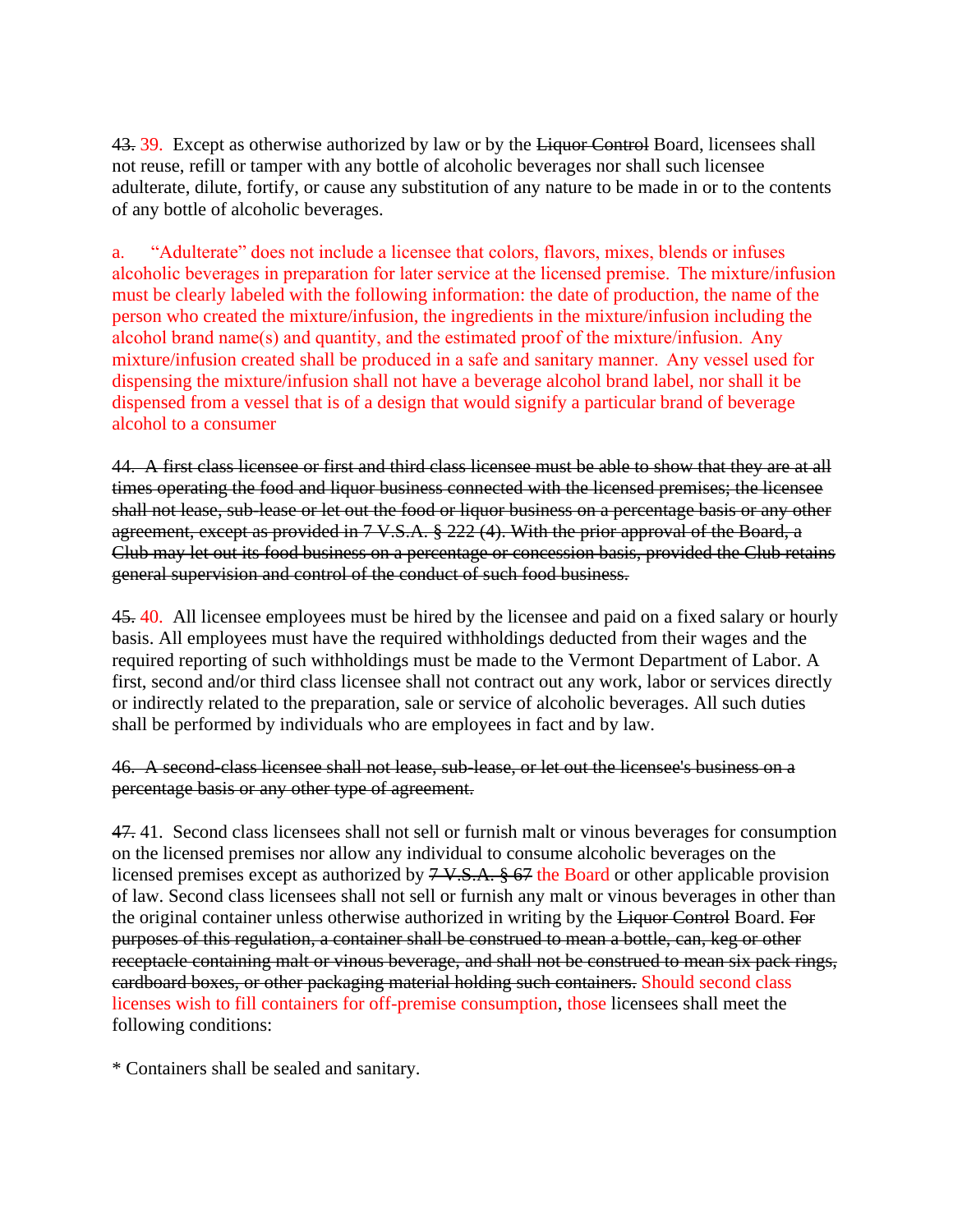~~43.~~ 39. Except as otherwise authorized by law or by the ~~Liquor Control~~ Board, licensees shall not reuse, refill or tamper with any bottle of alcoholic beverages nor shall such licensee adulterate, dilute, fortify, or cause any substitution of any nature to be made in or to the contents of any bottle of alcoholic beverages.

a. "Adulterate" does not include a licensee that colors, flavors, mixes, blends or infuses alcoholic beverages in preparation for later service at the licensed premise. The mixture/infusion must be clearly labeled with the following information: the date of production, the name of the person who created the mixture/infusion, the ingredients in the mixture/infusion including the alcohol brand name(s) and quantity, and the estimated proof of the mixture/infusion. Any mixture/infusion created shall be produced in a safe and sanitary manner. Any vessel used for dispensing the mixture/infusion shall not have a beverage alcohol brand label, nor shall it be dispensed from a vessel that is of a design that would signify a particular brand of beverage alcohol to a consumer

~~44. A first class licensee or first and third class licensee must be able to show that they are at all times operating the food and liquor business connected with the licensed premises; the licensee shall not lease, sub-lease or let out the food or liquor business on a percentage basis or any other agreement, except as provided in 7 V.S.A. § 222 (4). With the prior approval of the Board, a Club may let out its food business on a percentage or concession basis, provided the Club retains general supervision and control of the conduct of such food business.~~

~~45.~~ 40. All licensee employees must be hired by the licensee and paid on a fixed salary or hourly basis. All employees must have the required withholdings deducted from their wages and the required reporting of such withholdings must be made to the Vermont Department of Labor. A first, second and/or third class licensee shall not contract out any work, labor or services directly or indirectly related to the preparation, sale or service of alcoholic beverages. All such duties shall be performed by individuals who are employees in fact and by law.

~~46. A second-class licensee shall not lease, sub-lease, or let out the licensee's business on a percentage basis or any other type of agreement.~~

~~47.~~ 41. Second class licensees shall not sell or furnish malt or vinous beverages for consumption on the licensed premises nor allow any individual to consume alcoholic beverages on the licensed premises except as authorized by ~~7 V.S.A. § 67~~ the Board or other applicable provision of law. Second class licensees shall not sell or furnish any malt or vinous beverages in other than the original container unless otherwise authorized in writing by the ~~Liquor Control~~ Board. ~~For purposes of this regulation, a container shall be construed to mean a bottle, can, keg or other receptacle containing malt or vinous beverage, and shall not be construed to mean six pack rings, cardboard boxes, or other packaging material holding such containers.~~ Should second class licenses wish to fill containers for off-premise consumption, those licensees shall meet the following conditions:

* Containers shall be sealed and sanitary.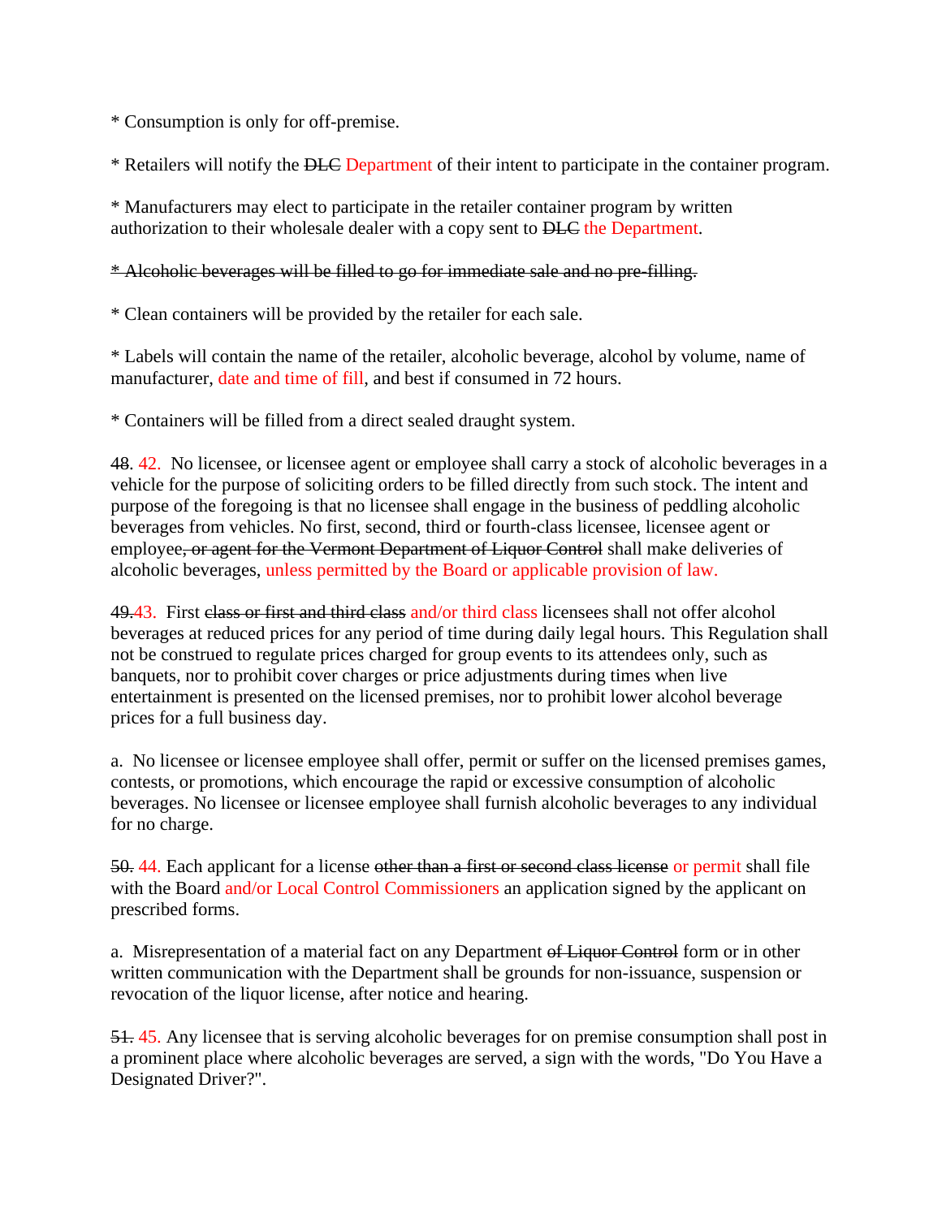* Consumption is only for off-premise.

* Retailers will notify the ~~DLC~~ Department of their intent to participate in the container program.

* Manufacturers may elect to participate in the retailer container program by written authorization to their wholesale dealer with a copy sent to ~~DLC~~ the Department.

~~* Alcoholic beverages will be filled to go for immediate sale and no pre-filling.~~

* Clean containers will be provided by the retailer for each sale.

* Labels will contain the name of the retailer, alcoholic beverage, alcohol by volume, name of manufacturer, date and time of fill, and best if consumed in 72 hours.

* Containers will be filled from a direct sealed draught system.

~~48~~. 42. No licensee, or licensee agent or employee shall carry a stock of alcoholic beverages in a vehicle for the purpose of soliciting orders to be filled directly from such stock. The intent and purpose of the foregoing is that no licensee shall engage in the business of peddling alcoholic beverages from vehicles. No first, second, third or fourth-class licensee, licensee agent or employee~~, or agent for the Vermont Department of Liquor Control~~ shall make deliveries of alcoholic beverages, unless permitted by the Board or applicable provision of law.

~~49.~~43. First ~~class or first and third class~~ and/or third class licensees shall not offer alcohol beverages at reduced prices for any period of time during daily legal hours. This Regulation shall not be construed to regulate prices charged for group events to its attendees only, such as banquets, nor to prohibit cover charges or price adjustments during times when live entertainment is presented on the licensed premises, nor to prohibit lower alcohol beverage prices for a full business day.

a. No licensee or licensee employee shall offer, permit or suffer on the licensed premises games, contests, or promotions, which encourage the rapid or excessive consumption of alcoholic beverages. No licensee or licensee employee shall furnish alcoholic beverages to any individual for no charge.

~~50.~~ 44. Each applicant for a license ~~other than a first or second class license~~ or permit shall file with the Board and/or Local Control Commissioners an application signed by the applicant on prescribed forms.

a. Misrepresentation of a material fact on any Department ~~of Liquor Control~~ form or in other written communication with the Department shall be grounds for non-issuance, suspension or revocation of the liquor license, after notice and hearing.

~~51.~~ 45. Any licensee that is serving alcoholic beverages for on premise consumption shall post in a prominent place where alcoholic beverages are served, a sign with the words, "Do You Have a Designated Driver?".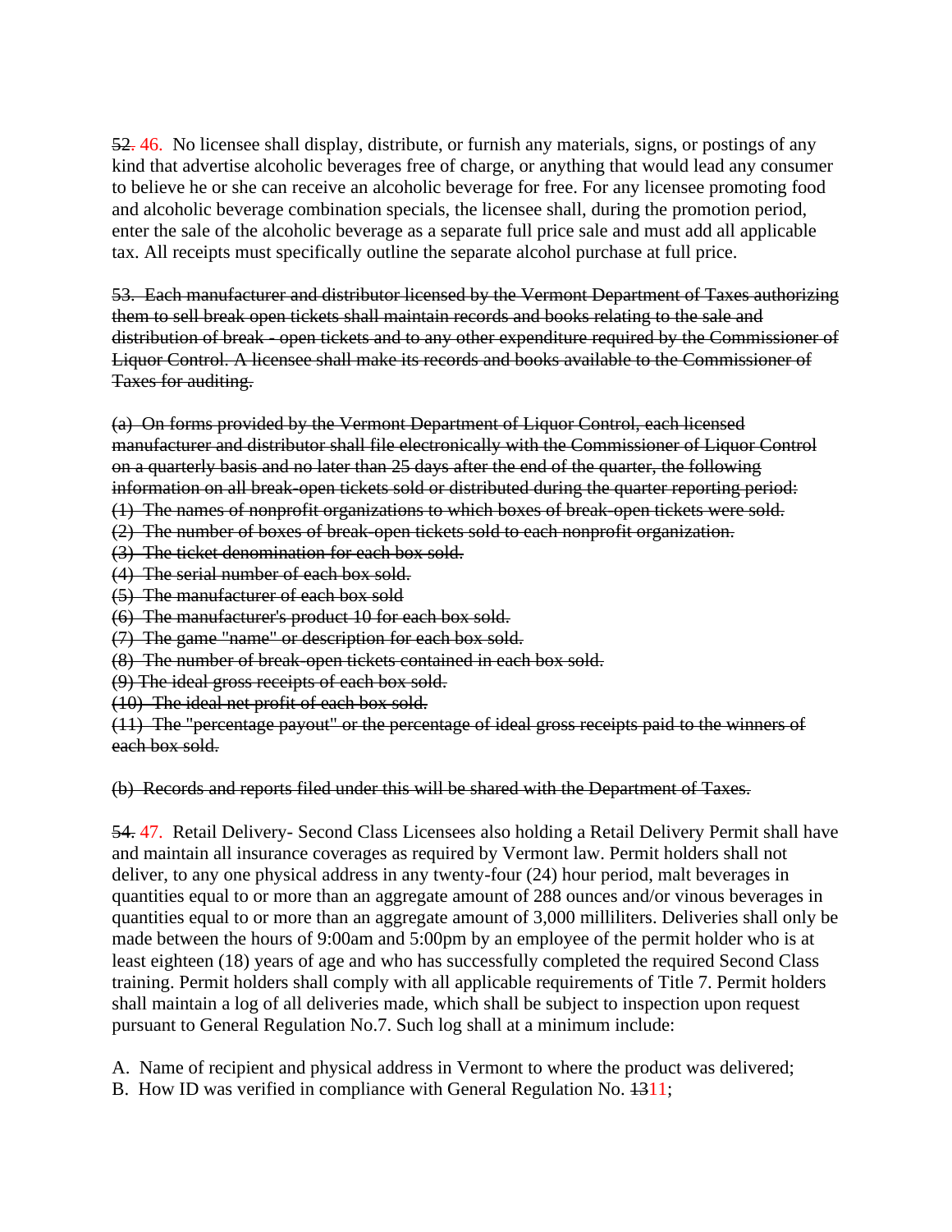~~52.~~ 46. No licensee shall display, distribute, or furnish any materials, signs, or postings of any kind that advertise alcoholic beverages free of charge, or anything that would lead any consumer to believe he or she can receive an alcoholic beverage for free. For any licensee promoting food and alcoholic beverage combination specials, the licensee shall, during the promotion period, enter the sale of the alcoholic beverage as a separate full price sale and must add all applicable tax. All receipts must specifically outline the separate alcohol purchase at full price.

~~53. Each manufacturer and distributor licensed by the Vermont Department of Taxes authorizing them to sell break open tickets shall maintain records and books relating to the sale and distribution of break - open tickets and to any other expenditure required by the Commissioner of Liquor Control. A licensee shall make its records and books available to the Commissioner of Taxes for auditing.~~

~~(a) On forms provided by the Vermont Department of Liquor Control, each licensed manufacturer and distributor shall file electronically with the Commissioner of Liquor Control on a quarterly basis and no later than 25 days after the end of the quarter, the following information on all break-open tickets sold or distributed during the quarter reporting period:~~
~~(1) The names of nonprofit organizations to which boxes of break-open tickets were sold.~~
~~(2) The number of boxes of break-open tickets sold to each nonprofit organization.~~
~~(3) The ticket denomination for each box sold.~~
~~(4) The serial number of each box sold.~~
~~(5) The manufacturer of each box sold~~
~~(6) The manufacturer's product 10 for each box sold.~~
~~(7) The game "name" or description for each box sold.~~
~~(8) The number of break-open tickets contained in each box sold.~~
~~(9) The ideal gross receipts of each box sold.~~
~~(10) The ideal net profit of each box sold.~~
~~(11) The "percentage payout" or the percentage of ideal gross receipts paid to the winners of each box sold.~~

~~(b) Records and reports filed under this will be shared with the Department of Taxes.~~

~~54.~~ 47. Retail Delivery- Second Class Licensees also holding a Retail Delivery Permit shall have and maintain all insurance coverages as required by Vermont law. Permit holders shall not deliver, to any one physical address in any twenty-four (24) hour period, malt beverages in quantities equal to or more than an aggregate amount of 288 ounces and/or vinous beverages in quantities equal to or more than an aggregate amount of 3,000 milliliters. Deliveries shall only be made between the hours of 9:00am and 5:00pm by an employee of the permit holder who is at least eighteen (18) years of age and who has successfully completed the required Second Class training. Permit holders shall comply with all applicable requirements of Title 7. Permit holders shall maintain a log of all deliveries made, which shall be subject to inspection upon request pursuant to General Regulation No.7. Such log shall at a minimum include:

A. Name of recipient and physical address in Vermont to where the product was delivered;
B. How ID was verified in compliance with General Regulation No. ~~13~~11;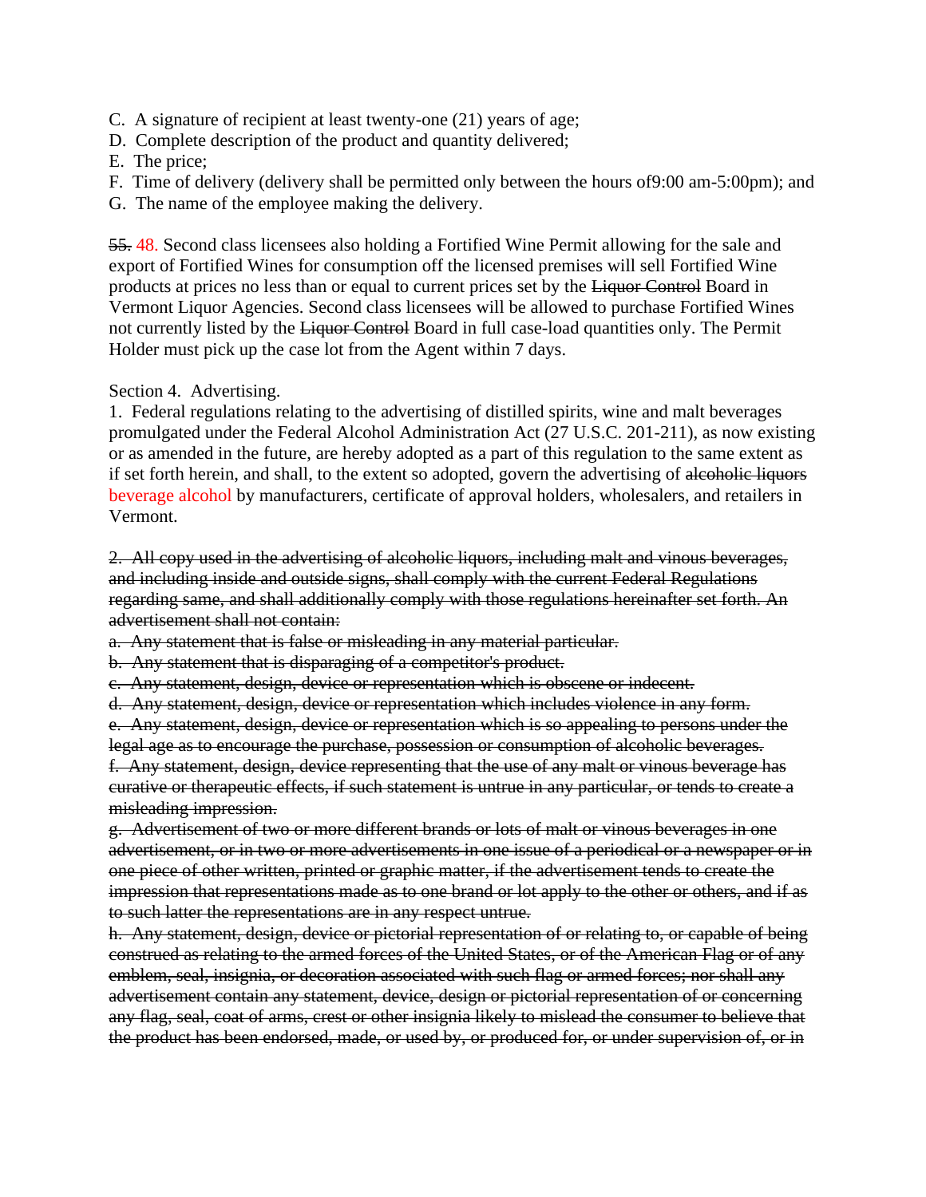C.  A signature of recipient at least twenty-one (21) years of age;
D.  Complete description of the product and quantity delivered;
E.  The price;
F.  Time of delivery (delivery shall be permitted only between the hours of9:00 am-5:00pm); and
G.  The name of the employee making the delivery.

~~55.~~ 48. Second class licensees also holding a Fortified Wine Permit allowing for the sale and export of Fortified Wines for consumption off the licensed premises will sell Fortified Wine products at prices no less than or equal to current prices set by the ~~Liquor Control~~ Board in Vermont Liquor Agencies. Second class licensees will be allowed to purchase Fortified Wines not currently listed by the ~~Liquor Control~~ Board in full case-load quantities only. The Permit Holder must pick up the case lot from the Agent within 7 days.

Section 4.  Advertising.

1.  Federal regulations relating to the advertising of distilled spirits, wine and malt beverages promulgated under the Federal Alcohol Administration Act (27 U.S.C. 201-211), as now existing or as amended in the future, are hereby adopted as a part of this regulation to the same extent as if set forth herein, and shall, to the extent so adopted, govern the advertising of ~~alcoholic liquors~~ beverage alcohol by manufacturers, certificate of approval holders, wholesalers, and retailers in Vermont.

~~2.  All copy used in the advertising of alcoholic liquors, including malt and vinous beverages, and including inside and outside signs, shall comply with the current Federal Regulations regarding same, and shall additionally comply with those regulations hereinafter set forth. An advertisement shall not contain:~~

~~a.  Any statement that is false or misleading in any material particular.~~

~~b.  Any statement that is disparaging of a competitor's product.~~

~~c.  Any statement, design, device or representation which is obscene or indecent.~~

~~d.  Any statement, design, device or representation which includes violence in any form.~~

~~e.  Any statement, design, device or representation which is so appealing to persons under the legal age as to encourage the purchase, possession or consumption of alcoholic beverages.~~

~~f.  Any statement, design, device representing that the use of any malt or vinous beverage has curative or therapeutic effects, if such statement is untrue in any particular, or tends to create a misleading impression.~~

~~g.  Advertisement of two or more different brands or lots of malt or vinous beverages in one advertisement, or in two or more advertisements in one issue of a periodical or a newspaper or in one piece of other written, printed or graphic matter, if the advertisement tends to create the impression that representations made as to one brand or lot apply to the other or others, and if as to such latter the representations are in any respect untrue.~~

~~h.  Any statement, design, device or pictorial representation of or relating to, or capable of being construed as relating to the armed forces of the United States, or of the American Flag or of any emblem, seal, insignia, or decoration associated with such flag or armed forces; nor shall any advertisement contain any statement, device, design or pictorial representation of or concerning any flag, seal, coat of arms, crest or other insignia likely to mislead the consumer to believe that the product has been endorsed, made, or used by, or produced for, or under supervision of, or in~~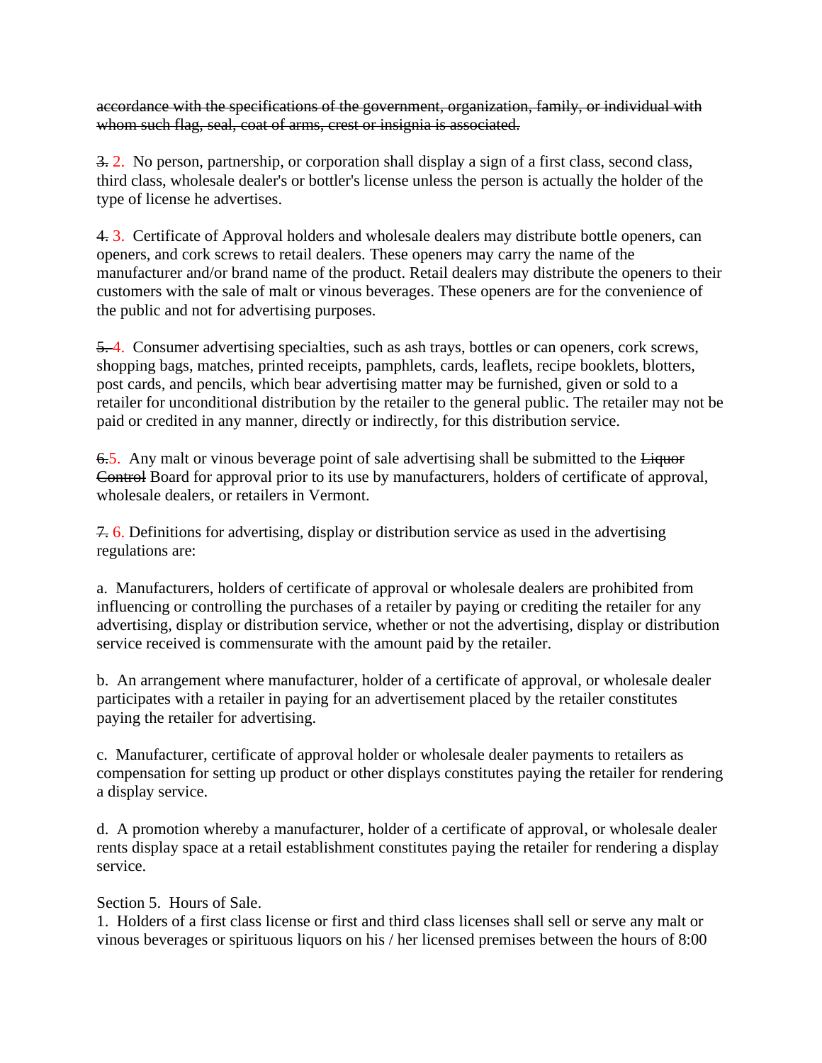~~accordance with the specifications of the government, organization, family, or individual with whom such flag, seal, coat of arms, crest or insignia is associated.~~

~~3.~~ 2. No person, partnership, or corporation shall display a sign of a first class, second class, third class, wholesale dealer's or bottler's license unless the person is actually the holder of the type of license he advertises.

~~4.~~ 3. Certificate of Approval holders and wholesale dealers may distribute bottle openers, can openers, and cork screws to retail dealers. These openers may carry the name of the manufacturer and/or brand name of the product. Retail dealers may distribute the openers to their customers with the sale of malt or vinous beverages. These openers are for the convenience of the public and not for advertising purposes.

~~5.~~ 4. Consumer advertising specialties, such as ash trays, bottles or can openers, cork screws, shopping bags, matches, printed receipts, pamphlets, cards, leaflets, recipe booklets, blotters, post cards, and pencils, which bear advertising matter may be furnished, given or sold to a retailer for unconditional distribution by the retailer to the general public. The retailer may not be paid or credited in any manner, directly or indirectly, for this distribution service.

~~6.~~5. Any malt or vinous beverage point of sale advertising shall be submitted to the ~~Liquor Control~~ Board for approval prior to its use by manufacturers, holders of certificate of approval, wholesale dealers, or retailers in Vermont.

~~7.~~ 6. Definitions for advertising, display or distribution service as used in the advertising regulations are:

a. Manufacturers, holders of certificate of approval or wholesale dealers are prohibited from influencing or controlling the purchases of a retailer by paying or crediting the retailer for any advertising, display or distribution service, whether or not the advertising, display or distribution service received is commensurate with the amount paid by the retailer.

b. An arrangement where manufacturer, holder of a certificate of approval, or wholesale dealer participates with a retailer in paying for an advertisement placed by the retailer constitutes paying the retailer for advertising.

c. Manufacturer, certificate of approval holder or wholesale dealer payments to retailers as compensation for setting up product or other displays constitutes paying the retailer for rendering a display service.

d. A promotion whereby a manufacturer, holder of a certificate of approval, or wholesale dealer rents display space at a retail establishment constitutes paying the retailer for rendering a display service.

Section 5. Hours of Sale.

1. Holders of a first class license or first and third class licenses shall sell or serve any malt or vinous beverages or spirituous liquors on his / her licensed premises between the hours of 8:00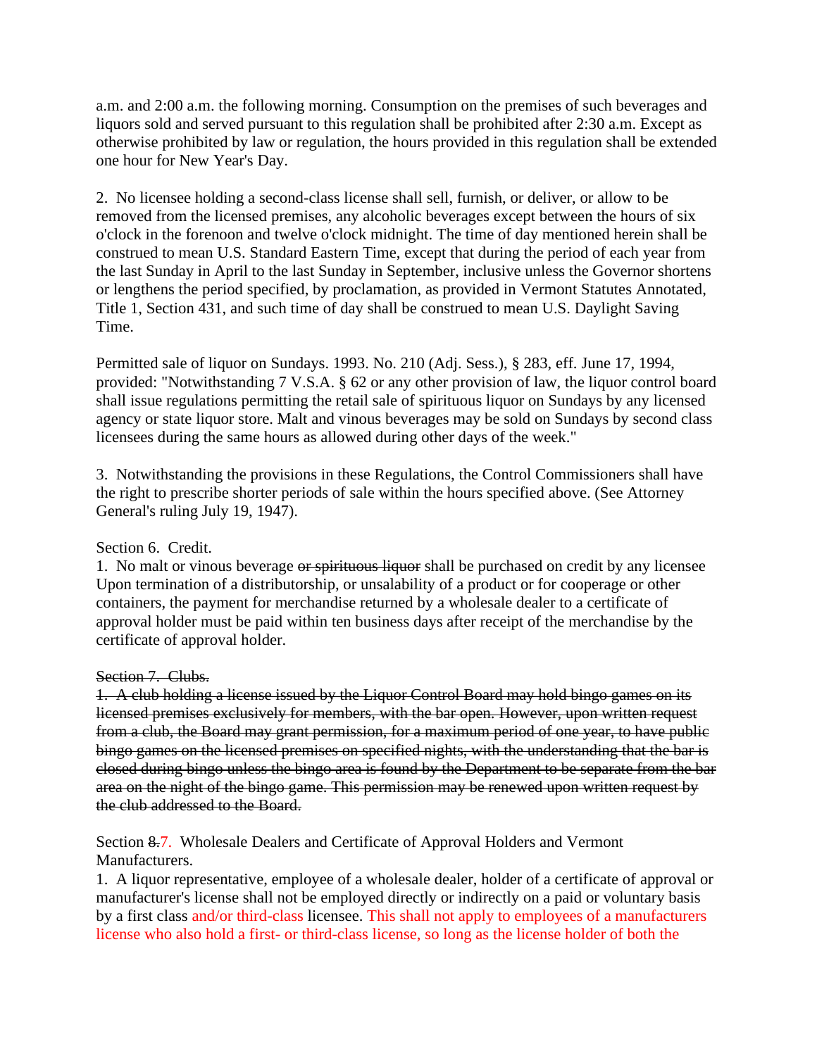a.m. and 2:00 a.m. the following morning. Consumption on the premises of such beverages and liquors sold and served pursuant to this regulation shall be prohibited after 2:30 a.m. Except as otherwise prohibited by law or regulation, the hours provided in this regulation shall be extended one hour for New Year's Day.

2. No licensee holding a second-class license shall sell, furnish, or deliver, or allow to be removed from the licensed premises, any alcoholic beverages except between the hours of six o'clock in the forenoon and twelve o'clock midnight. The time of day mentioned herein shall be construed to mean U.S. Standard Eastern Time, except that during the period of each year from the last Sunday in April to the last Sunday in September, inclusive unless the Governor shortens or lengthens the period specified, by proclamation, as provided in Vermont Statutes Annotated, Title 1, Section 431, and such time of day shall be construed to mean U.S. Daylight Saving Time.

Permitted sale of liquor on Sundays. 1993. No. 210 (Adj. Sess.), § 283, eff. June 17, 1994, provided: "Notwithstanding 7 V.S.A. § 62 or any other provision of law, the liquor control board shall issue regulations permitting the retail sale of spirituous liquor on Sundays by any licensed agency or state liquor store. Malt and vinous beverages may be sold on Sundays by second class licensees during the same hours as allowed during other days of the week."

3. Notwithstanding the provisions in these Regulations, the Control Commissioners shall have the right to prescribe shorter periods of sale within the hours specified above. (See Attorney General's ruling July 19, 1947).

Section 6. Credit.
1. No malt or vinous beverage ~~or spirituous liquor~~ shall be purchased on credit by any licensee Upon termination of a distributorship, or unsalability of a product or for cooperage or other containers, the payment for merchandise returned by a wholesale dealer to a certificate of approval holder must be paid within ten business days after receipt of the merchandise by the certificate of approval holder.

~~Section 7. Clubs.~~
~~1. A club holding a license issued by the Liquor Control Board may hold bingo games on its licensed premises exclusively for members, with the bar open. However, upon written request from a club, the Board may grant permission, for a maximum period of one year, to have public bingo games on the licensed premises on specified nights, with the understanding that the bar is closed during bingo unless the bingo area is found by the Department to be separate from the bar area on the night of the bingo game. This permission may be renewed upon written request by the club addressed to the Board.~~

Section ~~8.~~7. Wholesale Dealers and Certificate of Approval Holders and Vermont Manufacturers.
1. A liquor representative, employee of a wholesale dealer, holder of a certificate of approval or manufacturer's license shall not be employed directly or indirectly on a paid or voluntary basis by a first class and/or third-class licensee. This shall not apply to employees of a manufacturers license who also hold a first- or third-class license, so long as the license holder of both the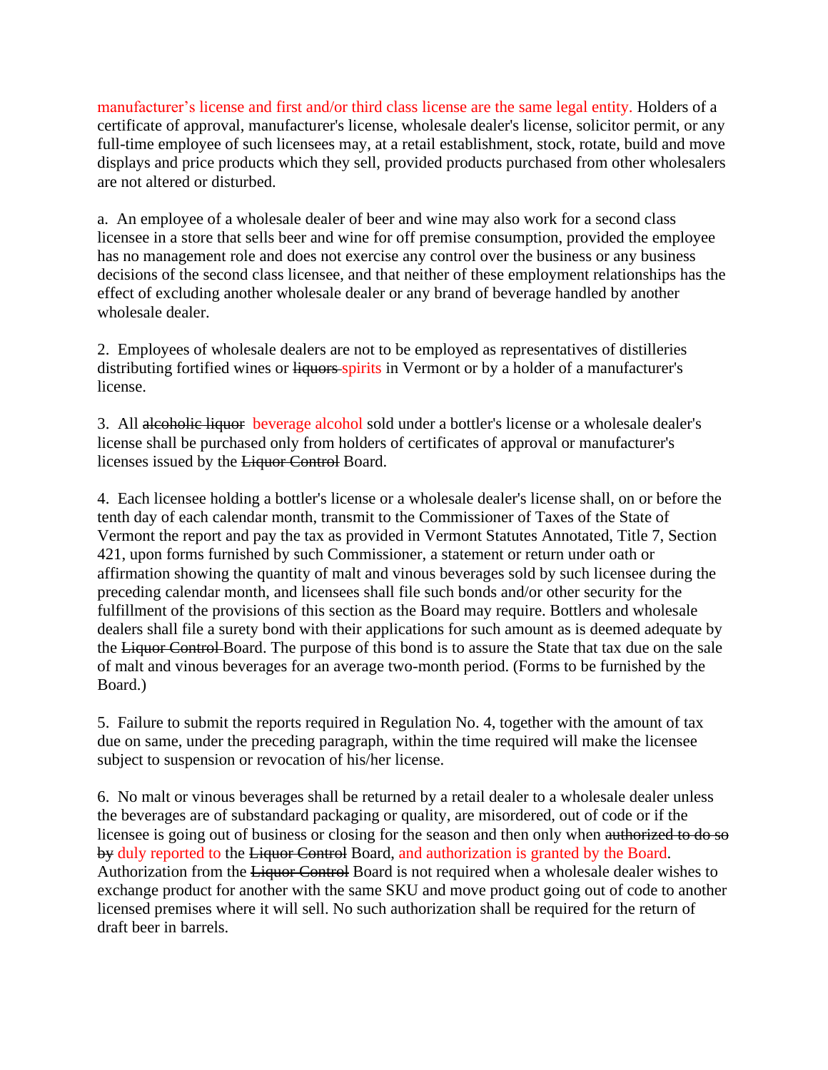manufacturer's license and first and/or third class license are the same legal entity. Holders of a certificate of approval, manufacturer's license, wholesale dealer's license, solicitor permit, or any full-time employee of such licensees may, at a retail establishment, stock, rotate, build and move displays and price products which they sell, provided products purchased from other wholesalers are not altered or disturbed.

a. An employee of a wholesale dealer of beer and wine may also work for a second class licensee in a store that sells beer and wine for off premise consumption, provided the employee has no management role and does not exercise any control over the business or any business decisions of the second class licensee, and that neither of these employment relationships has the effect of excluding another wholesale dealer or any brand of beverage handled by another wholesale dealer.

2. Employees of wholesale dealers are not to be employed as representatives of distilleries distributing fortified wines or ~~liquors~~ spirits in Vermont or by a holder of a manufacturer's license.

3. All ~~alcoholic liquor~~ beverage alcohol sold under a bottler's license or a wholesale dealer's license shall be purchased only from holders of certificates of approval or manufacturer's licenses issued by the ~~Liquor Control~~ Board.

4. Each licensee holding a bottler's license or a wholesale dealer's license shall, on or before the tenth day of each calendar month, transmit to the Commissioner of Taxes of the State of Vermont the report and pay the tax as provided in Vermont Statutes Annotated, Title 7, Section 421, upon forms furnished by such Commissioner, a statement or return under oath or affirmation showing the quantity of malt and vinous beverages sold by such licensee during the preceding calendar month, and licensees shall file such bonds and/or other security for the fulfillment of the provisions of this section as the Board may require. Bottlers and wholesale dealers shall file a surety bond with their applications for such amount as is deemed adequate by the ~~Liquor Control~~ Board. The purpose of this bond is to assure the State that tax due on the sale of malt and vinous beverages for an average two-month period. (Forms to be furnished by the Board.)

5. Failure to submit the reports required in Regulation No. 4, together with the amount of tax due on same, under the preceding paragraph, within the time required will make the licensee subject to suspension or revocation of his/her license.

6. No malt or vinous beverages shall be returned by a retail dealer to a wholesale dealer unless the beverages are of substandard packaging or quality, are misordered, out of code or if the licensee is going out of business or closing for the season and then only when ~~authorized to do so by~~ duly reported to the ~~Liquor Control~~ Board, and authorization is granted by the Board. Authorization from the ~~Liquor Control~~ Board is not required when a wholesale dealer wishes to exchange product for another with the same SKU and move product going out of code to another licensed premises where it will sell. No such authorization shall be required for the return of draft beer in barrels.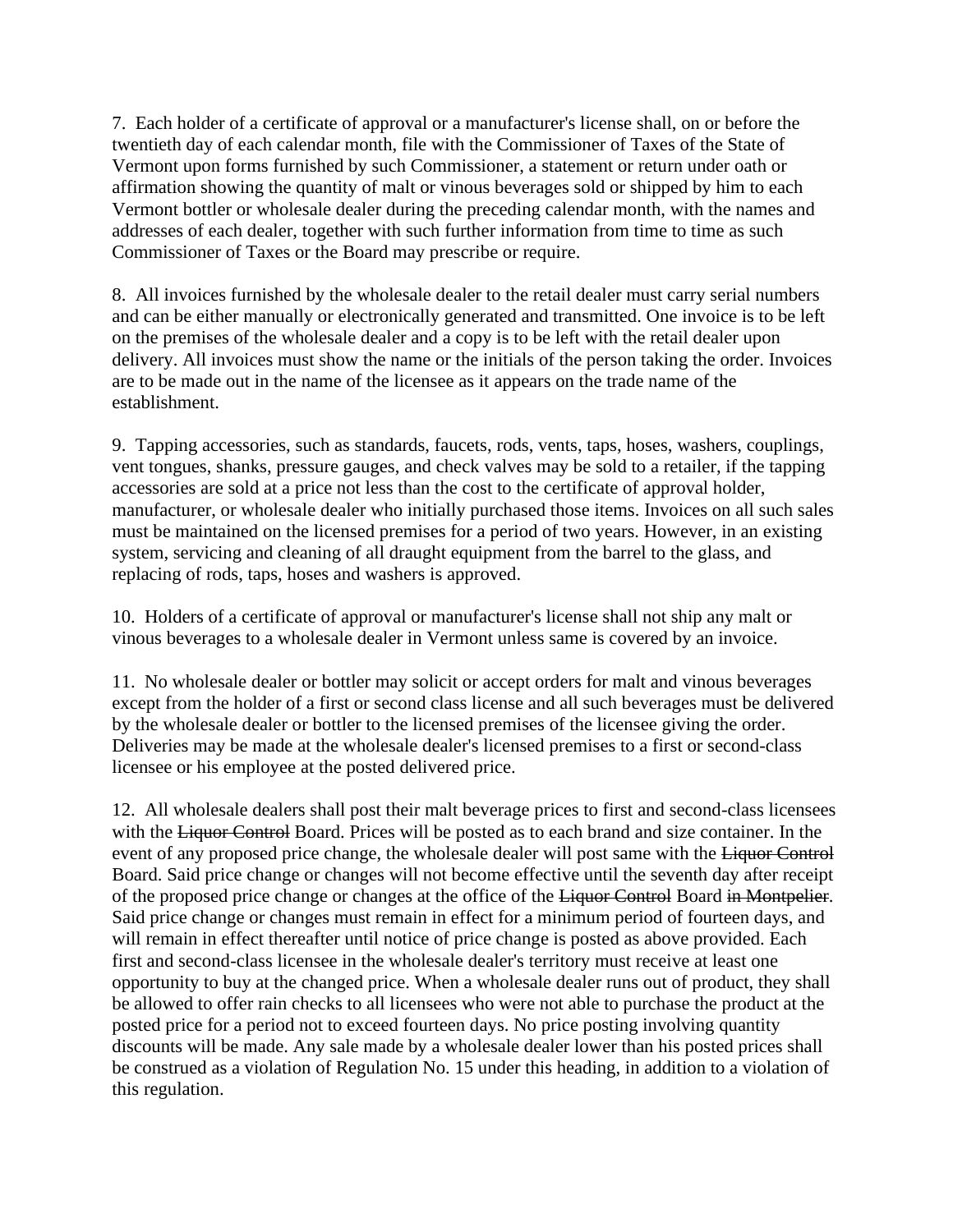7. Each holder of a certificate of approval or a manufacturer's license shall, on or before the twentieth day of each calendar month, file with the Commissioner of Taxes of the State of Vermont upon forms furnished by such Commissioner, a statement or return under oath or affirmation showing the quantity of malt or vinous beverages sold or shipped by him to each Vermont bottler or wholesale dealer during the preceding calendar month, with the names and addresses of each dealer, together with such further information from time to time as such Commissioner of Taxes or the Board may prescribe or require.

8. All invoices furnished by the wholesale dealer to the retail dealer must carry serial numbers and can be either manually or electronically generated and transmitted. One invoice is to be left on the premises of the wholesale dealer and a copy is to be left with the retail dealer upon delivery. All invoices must show the name or the initials of the person taking the order. Invoices are to be made out in the name of the licensee as it appears on the trade name of the establishment.

9. Tapping accessories, such as standards, faucets, rods, vents, taps, hoses, washers, couplings, vent tongues, shanks, pressure gauges, and check valves may be sold to a retailer, if the tapping accessories are sold at a price not less than the cost to the certificate of approval holder, manufacturer, or wholesale dealer who initially purchased those items. Invoices on all such sales must be maintained on the licensed premises for a period of two years. However, in an existing system, servicing and cleaning of all draught equipment from the barrel to the glass, and replacing of rods, taps, hoses and washers is approved.

10. Holders of a certificate of approval or manufacturer's license shall not ship any malt or vinous beverages to a wholesale dealer in Vermont unless same is covered by an invoice.

11. No wholesale dealer or bottler may solicit or accept orders for malt and vinous beverages except from the holder of a first or second class license and all such beverages must be delivered by the wholesale dealer or bottler to the licensed premises of the licensee giving the order. Deliveries may be made at the wholesale dealer's licensed premises to a first or second-class licensee or his employee at the posted delivered price.

12. All wholesale dealers shall post their malt beverage prices to first and second-class licensees with the ~~Liquor Control~~ Board. Prices will be posted as to each brand and size container. In the event of any proposed price change, the wholesale dealer will post same with the ~~Liquor Control~~ Board. Said price change or changes will not become effective until the seventh day after receipt of the proposed price change or changes at the office of the ~~Liquor Control~~ Board ~~in Montpelier~~. Said price change or changes must remain in effect for a minimum period of fourteen days, and will remain in effect thereafter until notice of price change is posted as above provided. Each first and second-class licensee in the wholesale dealer's territory must receive at least one opportunity to buy at the changed price. When a wholesale dealer runs out of product, they shall be allowed to offer rain checks to all licensees who were not able to purchase the product at the posted price for a period not to exceed fourteen days. No price posting involving quantity discounts will be made. Any sale made by a wholesale dealer lower than his posted prices shall be construed as a violation of Regulation No. 15 under this heading, in addition to a violation of this regulation.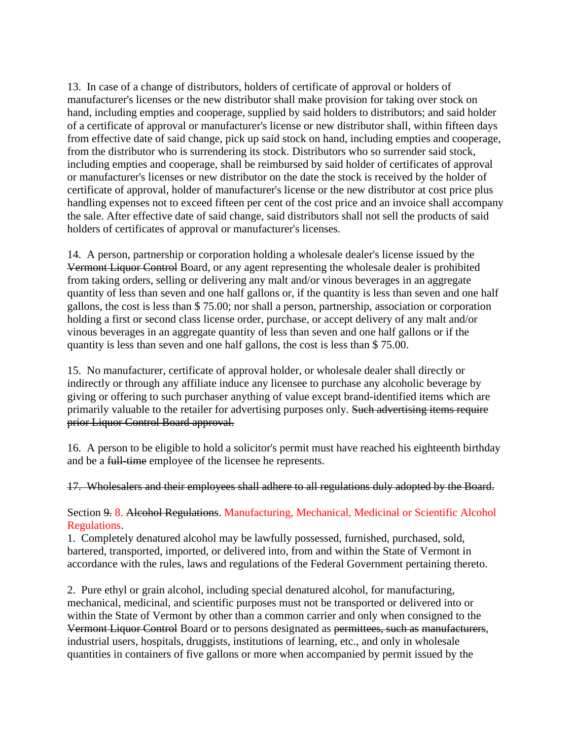13. In case of a change of distributors, holders of certificate of approval or holders of manufacturer's licenses or the new distributor shall make provision for taking over stock on hand, including empties and cooperage, supplied by said holders to distributors; and said holder of a certificate of approval or manufacturer's license or new distributor shall, within fifteen days from effective date of said change, pick up said stock on hand, including empties and cooperage, from the distributor who is surrendering its stock. Distributors who so surrender said stock, including empties and cooperage, shall be reimbursed by said holder of certificates of approval or manufacturer's licenses or new distributor on the date the stock is received by the holder of certificate of approval, holder of manufacturer's license or the new distributor at cost price plus handling expenses not to exceed fifteen per cent of the cost price and an invoice shall accompany the sale. After effective date of said change, said distributors shall not sell the products of said holders of certificates of approval or manufacturer's licenses.

14. A person, partnership or corporation holding a wholesale dealer's license issued by the ~~Vermont Liquor Control~~ Board, or any agent representing the wholesale dealer is prohibited from taking orders, selling or delivering any malt and/or vinous beverages in an aggregate quantity of less than seven and one half gallons or, if the quantity is less than seven and one half gallons, the cost is less than $ 75.00; nor shall a person, partnership, association or corporation holding a first or second class license order, purchase, or accept delivery of any malt and/or vinous beverages in an aggregate quantity of less than seven and one half gallons or if the quantity is less than seven and one half gallons, the cost is less than $ 75.00.

15. No manufacturer, certificate of approval holder, or wholesale dealer shall directly or indirectly or through any affiliate induce any licensee to purchase any alcoholic beverage by giving or offering to such purchaser anything of value except brand-identified items which are primarily valuable to the retailer for advertising purposes only. ~~Such advertising items require prior Liquor Control Board approval.~~

16. A person to be eligible to hold a solicitor's permit must have reached his eighteenth birthday and be a ~~full-time~~ employee of the licensee he represents.

~~17. Wholesalers and their employees shall adhere to all regulations duly adopted by the Board.~~

Section ~~9.~~ 8. ~~Alcohol Regulations~~. Manufacturing, Mechanical, Medicinal or Scientific Alcohol Regulations.

1. Completely denatured alcohol may be lawfully possessed, furnished, purchased, sold, bartered, transported, imported, or delivered into, from and within the State of Vermont in accordance with the rules, laws and regulations of the Federal Government pertaining thereto.

2. Pure ethyl or grain alcohol, including special denatured alcohol, for manufacturing, mechanical, medicinal, and scientific purposes must not be transported or delivered into or within the State of Vermont by other than a common carrier and only when consigned to the ~~Vermont Liquor Control~~ Board or to persons designated as ~~permittees, such as~~ ~~manufacturers~~, industrial users, hospitals, druggists, institutions of learning, etc., and only in wholesale quantities in containers of five gallons or more when accompanied by permit issued by the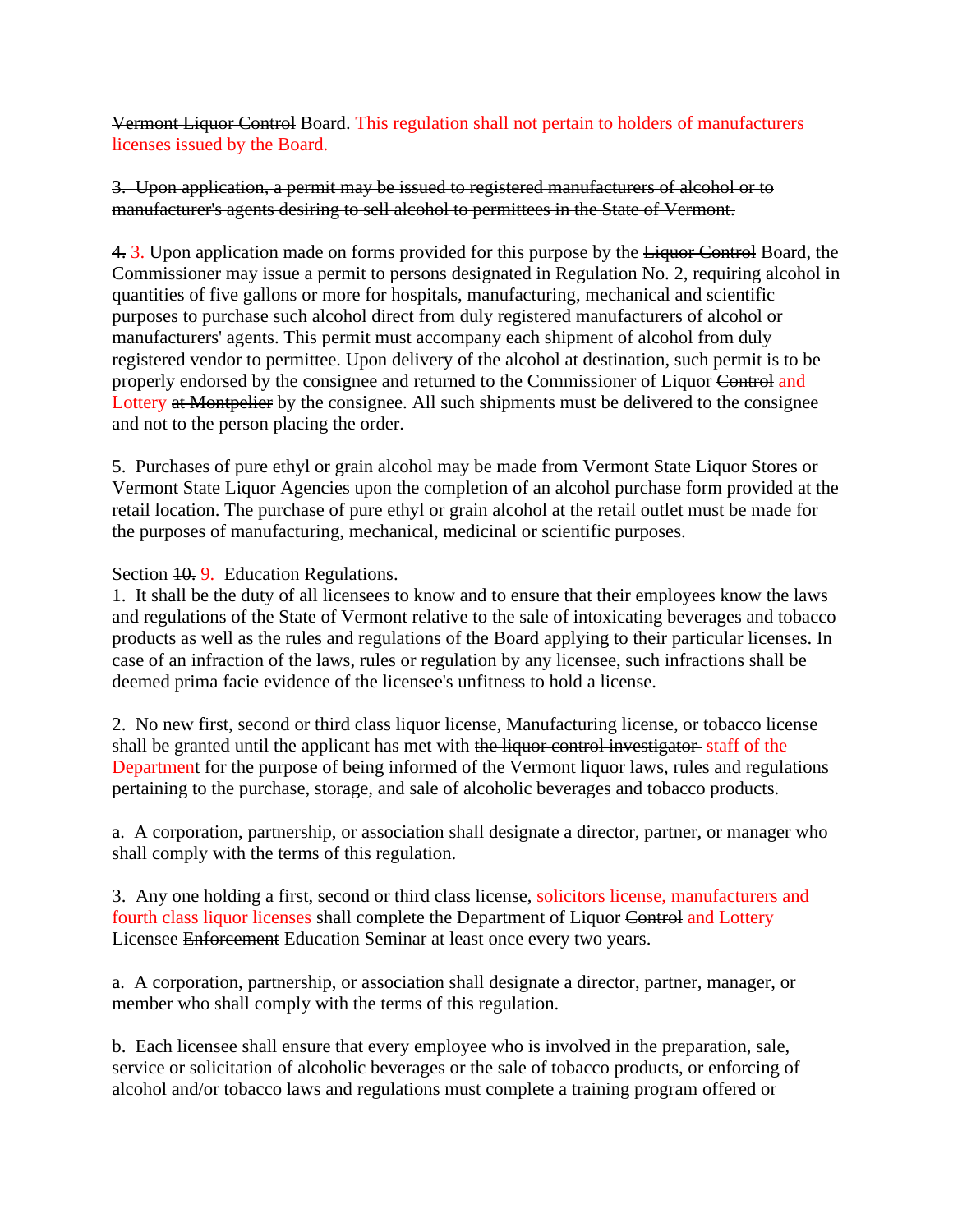~~Vermont Liquor Control~~ Board. This regulation shall not pertain to holders of manufacturers licenses issued by the Board.

~~3. Upon application, a permit may be issued to registered manufacturers of alcohol or to manufacturer's agents desiring to sell alcohol to permittees in the State of Vermont.~~

~~4.~~ 3. Upon application made on forms provided for this purpose by the ~~Liquor Control~~ Board, the Commissioner may issue a permit to persons designated in Regulation No. 2, requiring alcohol in quantities of five gallons or more for hospitals, manufacturing, mechanical and scientific purposes to purchase such alcohol direct from duly registered manufacturers of alcohol or manufacturers' agents. This permit must accompany each shipment of alcohol from duly registered vendor to permittee. Upon delivery of the alcohol at destination, such permit is to be properly endorsed by the consignee and returned to the Commissioner of Liquor ~~Control~~ and Lottery ~~at Montpelier~~ by the consignee. All such shipments must be delivered to the consignee and not to the person placing the order.

5. Purchases of pure ethyl or grain alcohol may be made from Vermont State Liquor Stores or Vermont State Liquor Agencies upon the completion of an alcohol purchase form provided at the retail location. The purchase of pure ethyl or grain alcohol at the retail outlet must be made for the purposes of manufacturing, mechanical, medicinal or scientific purposes.

Section ~~10.~~ 9. Education Regulations.

1. It shall be the duty of all licensees to know and to ensure that their employees know the laws and regulations of the State of Vermont relative to the sale of intoxicating beverages and tobacco products as well as the rules and regulations of the Board applying to their particular licenses. In case of an infraction of the laws, rules or regulation by any licensee, such infractions shall be deemed prima facie evidence of the licensee's unfitness to hold a license.

2. No new first, second or third class liquor license, Manufacturing license, or tobacco license shall be granted until the applicant has met with ~~the liquor control investigator~~ staff of the Department for the purpose of being informed of the Vermont liquor laws, rules and regulations pertaining to the purchase, storage, and sale of alcoholic beverages and tobacco products.

a. A corporation, partnership, or association shall designate a director, partner, or manager who shall comply with the terms of this regulation.

3. Any one holding a first, second or third class license, solicitors license, manufacturers and fourth class liquor licenses shall complete the Department of Liquor ~~Control~~ and Lottery Licensee ~~Enforcement~~ Education Seminar at least once every two years.

a. A corporation, partnership, or association shall designate a director, partner, manager, or member who shall comply with the terms of this regulation.

b. Each licensee shall ensure that every employee who is involved in the preparation, sale, service or solicitation of alcoholic beverages or the sale of tobacco products, or enforcing of alcohol and/or tobacco laws and regulations must complete a training program offered or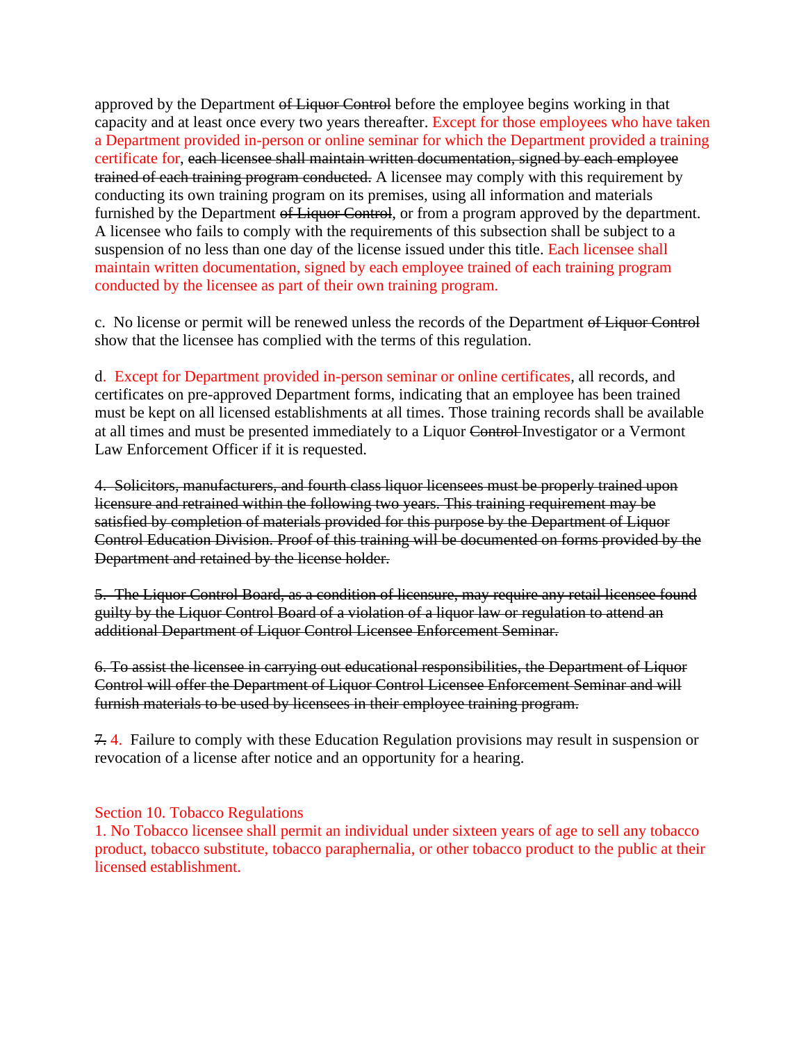approved by the Department ~~of Liquor Control~~ before the employee begins working in that capacity and at least once every two years thereafter. Except for those employees who have taken a Department provided in-person or online seminar for which the Department provided a training certificate for, ~~each licensee shall maintain written documentation, signed by each employee trained of each training program conducted.~~ A licensee may comply with this requirement by conducting its own training program on its premises, using all information and materials furnished by the Department ~~of Liquor Control~~, or from a program approved by the department. A licensee who fails to comply with the requirements of this subsection shall be subject to a suspension of no less than one day of the license issued under this title. Each licensee shall maintain written documentation, signed by each employee trained of each training program conducted by the licensee as part of their own training program.

c. No license or permit will be renewed unless the records of the Department ~~of Liquor Control~~ show that the licensee has complied with the terms of this regulation.

d. Except for Department provided in-person seminar or online certificates, all records, and certificates on pre-approved Department forms, indicating that an employee has been trained must be kept on all licensed establishments at all times. Those training records shall be available at all times and must be presented immediately to a Liquor ~~Control~~ Investigator or a Vermont Law Enforcement Officer if it is requested.

~~4. Solicitors, manufacturers, and fourth class liquor licensees must be properly trained upon licensure and retrained within the following two years. This training requirement may be satisfied by completion of materials provided for this purpose by the Department of Liquor Control Education Division. Proof of this training will be documented on forms provided by the Department and retained by the license holder.~~

~~5. The Liquor Control Board, as a condition of licensure, may require any retail licensee found guilty by the Liquor Control Board of a violation of a liquor law or regulation to attend an additional Department of Liquor Control Licensee Enforcement Seminar.~~

~~6. To assist the licensee in carrying out educational responsibilities, the Department of Liquor Control will offer the Department of Liquor Control Licensee Enforcement Seminar and will furnish materials to be used by licensees in their employee training program.~~

~~7.~~ 4. Failure to comply with these Education Regulation provisions may result in suspension or revocation of a license after notice and an opportunity for a hearing.

Section 10. Tobacco Regulations

1. No Tobacco licensee shall permit an individual under sixteen years of age to sell any tobacco product, tobacco substitute, tobacco paraphernalia, or other tobacco product to the public at their licensed establishment.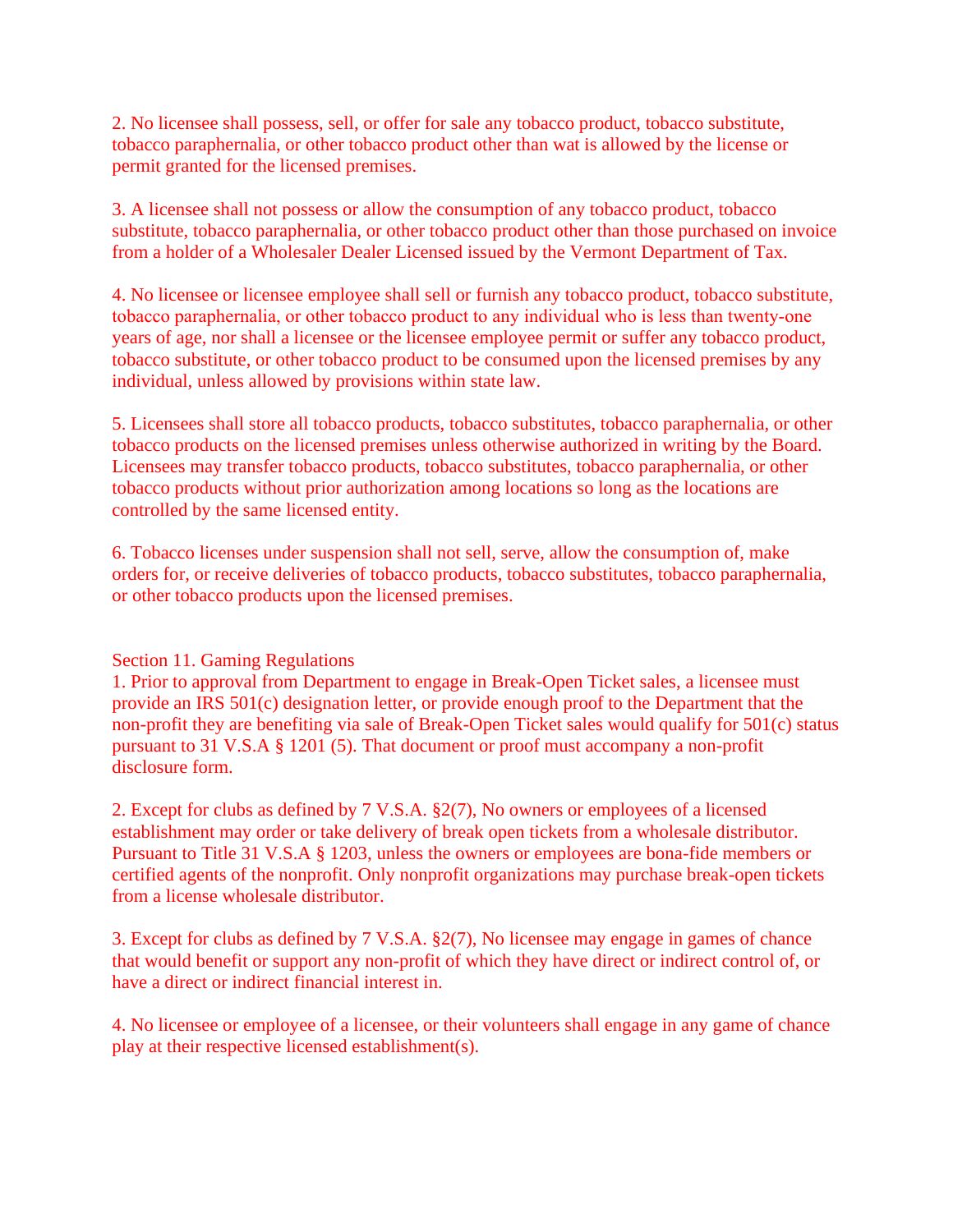2. No licensee shall possess, sell, or offer for sale any tobacco product, tobacco substitute, tobacco paraphernalia, or other tobacco product other than wat is allowed by the license or permit granted for the licensed premises.

3. A licensee shall not possess or allow the consumption of any tobacco product, tobacco substitute, tobacco paraphernalia, or other tobacco product other than those purchased on invoice from a holder of a Wholesaler Dealer Licensed issued by the Vermont Department of Tax.

4. No licensee or licensee employee shall sell or furnish any tobacco product, tobacco substitute, tobacco paraphernalia, or other tobacco product to any individual who is less than twenty-one years of age, nor shall a licensee or the licensee employee permit or suffer any tobacco product, tobacco substitute, or other tobacco product to be consumed upon the licensed premises by any individual, unless allowed by provisions within state law.

5. Licensees shall store all tobacco products, tobacco substitutes, tobacco paraphernalia, or other tobacco products on the licensed premises unless otherwise authorized in writing by the Board. Licensees may transfer tobacco products, tobacco substitutes, tobacco paraphernalia, or other tobacco products without prior authorization among locations so long as the locations are controlled by the same licensed entity.

6. Tobacco licenses under suspension shall not sell, serve, allow the consumption of, make orders for, or receive deliveries of tobacco products, tobacco substitutes, tobacco paraphernalia, or other tobacco products upon the licensed premises.

Section 11. Gaming Regulations

1. Prior to approval from Department to engage in Break-Open Ticket sales, a licensee must provide an IRS 501(c) designation letter, or provide enough proof to the Department that the non-profit they are benefiting via sale of Break-Open Ticket sales would qualify for 501(c) status pursuant to 31 V.S.A § 1201 (5). That document or proof must accompany a non-profit disclosure form.

2. Except for clubs as defined by 7 V.S.A. §2(7), No owners or employees of a licensed establishment may order or take delivery of break open tickets from a wholesale distributor. Pursuant to Title 31 V.S.A § 1203, unless the owners or employees are bona-fide members or certified agents of the nonprofit. Only nonprofit organizations may purchase break-open tickets from a license wholesale distributor.

3. Except for clubs as defined by 7 V.S.A. §2(7), No licensee may engage in games of chance that would benefit or support any non-profit of which they have direct or indirect control of, or have a direct or indirect financial interest in.

4. No licensee or employee of a licensee, or their volunteers shall engage in any game of chance play at their respective licensed establishment(s).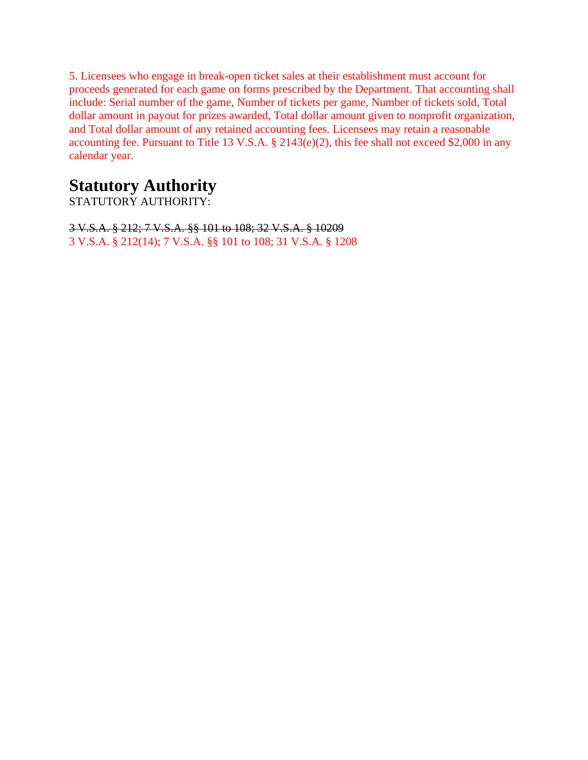5. Licensees who engage in break-open ticket sales at their establishment must account for proceeds generated for each game on forms prescribed by the Department. That accounting shall include: Serial number of the game, Number of tickets per game, Number of tickets sold, Total dollar amount in payout for prizes awarded, Total dollar amount given to nonprofit organization, and Total dollar amount of any retained accounting fees. Licensees may retain a reasonable accounting fee. Pursuant to Title 13 V.S.A. § 2143(e)(2), this fee shall not exceed $2,000 in any calendar year.

## Statutory Authority

STATUTORY AUTHORITY:

~~3 V.S.A. § 212; 7 V.S.A. §§ 101 to 108; 32 V.S.A. § 10209~~
3 V.S.A. § 212(14); 7 V.S.A. §§ 101 to 108; 31 V.S.A. § 1208